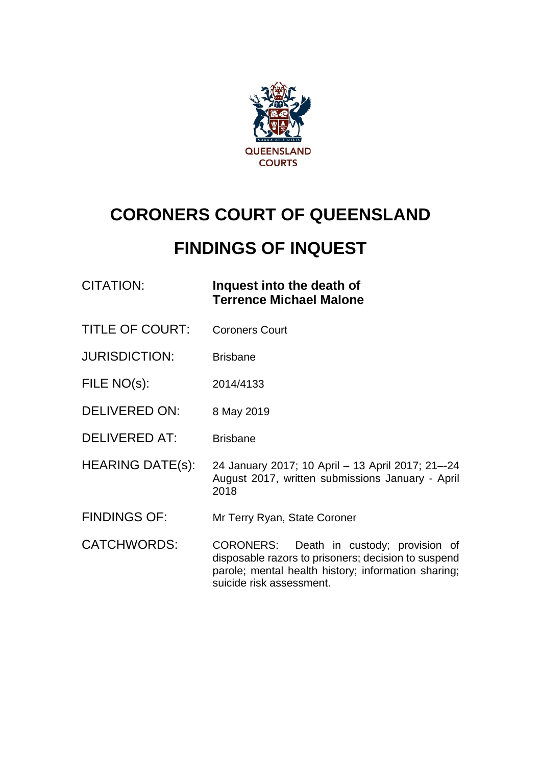QUEENSLAND COURTS

# CORONERS COURT OF QUEENSLAND

# FINDINGS OF INQUEST

| | |
|---|---|
| CITATION: | **Inquest into the death of Terrence Michael Malone** |
| TITLE OF COURT: | Coroners Court |
| JURISDICTION: | Brisbane |
| FILE NO(s): | 2014/4133 |
| DELIVERED ON: | 8 May 2019 |
| DELIVERED AT: | Brisbane |
| HEARING DATE(s): | 24 January 2017; 10 April – 13 April 2017; 21–-24 August 2017, written submissions January - April 2018 |
| FINDINGS OF: | Mr Terry Ryan, State Coroner |
| CATCHWORDS: | CORONERS: Death in custody; provision of disposable razors to prisoners; decision to suspend parole; mental health history; information sharing; suicide risk assessment. |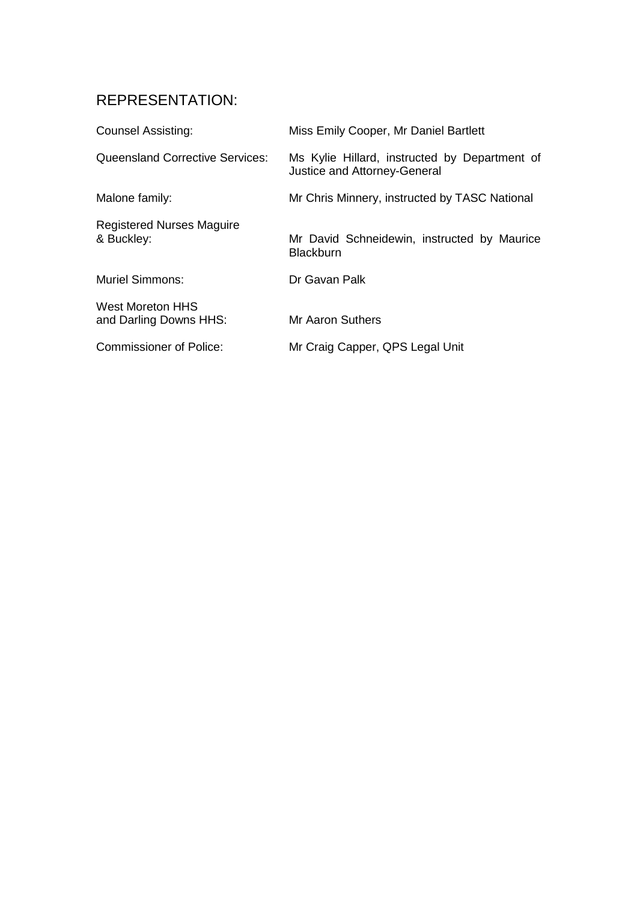## REPRESENTATION:

| | |
|---|---|
| Counsel Assisting: | Miss Emily Cooper, Mr Daniel Bartlett |
| Queensland Corrective Services: | Ms Kylie Hillard, instructed by Department of Justice and Attorney-General |
| Malone family: | Mr Chris Minnery, instructed by TASC National |
| Registered Nurses Maguire & Buckley: | Mr David Schneidewin, instructed by Maurice Blackburn |
| Muriel Simmons: | Dr Gavan Palk |
| West Moreton HHS and Darling Downs HHS: | Mr Aaron Suthers |
| Commissioner of Police: | Mr Craig Capper, QPS Legal Unit |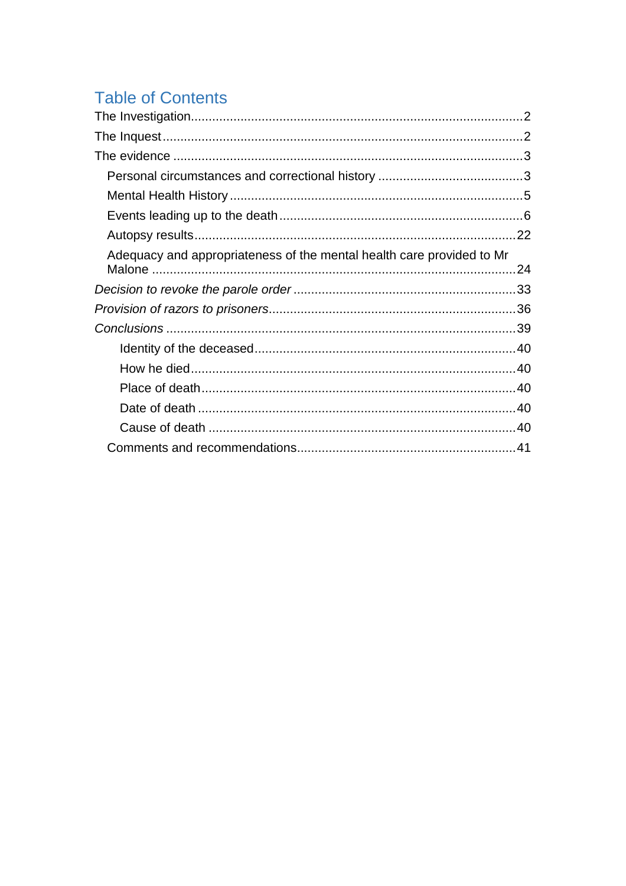## Table of Contents

The Investigation ........................................................................................ 2

The Inquest ................................................................................................ 2

The evidence .............................................................................................. 3

- Personal circumstances and correctional history ......................................... 3
- Mental Health History ............................................................................... 5
- Events leading up to the death .................................................................. 6
- Autopsy results ....................................................................................... 22
- Adequacy and appropriateness of the mental health care provided to Mr Malone ................................................................................................. 24

*Decision to revoke the parole order* ........................................................... 33

*Provision of razors to prisoners* ................................................................. 36

*Conclusions* ............................................................................................... 39

- Identity of the deceased ......................................................................... 40
- How he died ........................................................................................... 40
- Place of death ......................................................................................... 40
- Date of death .......................................................................................... 40
- Cause of death ....................................................................................... 40

Comments and recommendations ................................................................ 41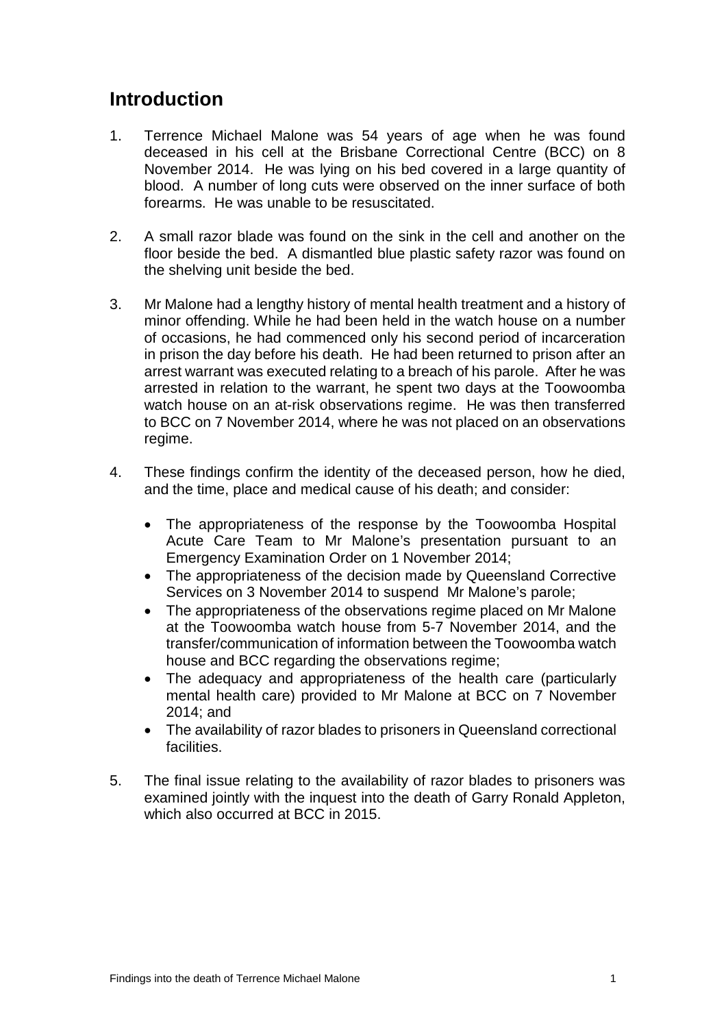## Introduction

1. Terrence Michael Malone was 54 years of age when he was found deceased in his cell at the Brisbane Correctional Centre (BCC) on 8 November 2014. He was lying on his bed covered in a large quantity of blood. A number of long cuts were observed on the inner surface of both forearms. He was unable to be resuscitated.

2. A small razor blade was found on the sink in the cell and another on the floor beside the bed. A dismantled blue plastic safety razor was found on the shelving unit beside the bed.

3. Mr Malone had a lengthy history of mental health treatment and a history of minor offending. While he had been held in the watch house on a number of occasions, he had commenced only his second period of incarceration in prison the day before his death. He had been returned to prison after an arrest warrant was executed relating to a breach of his parole. After he was arrested in relation to the warrant, he spent two days at the Toowoomba watch house on an at-risk observations regime. He was then transferred to BCC on 7 November 2014, where he was not placed on an observations regime.

4. These findings confirm the identity of the deceased person, how he died, and the time, place and medical cause of his death; and consider:

   - The appropriateness of the response by the Toowoomba Hospital Acute Care Team to Mr Malone's presentation pursuant to an Emergency Examination Order on 1 November 2014;
   - The appropriateness of the decision made by Queensland Corrective Services on 3 November 2014 to suspend Mr Malone's parole;
   - The appropriateness of the observations regime placed on Mr Malone at the Toowoomba watch house from 5-7 November 2014, and the transfer/communication of information between the Toowoomba watch house and BCC regarding the observations regime;
   - The adequacy and appropriateness of the health care (particularly mental health care) provided to Mr Malone at BCC on 7 November 2014; and
   - The availability of razor blades to prisoners in Queensland correctional facilities.

5. The final issue relating to the availability of razor blades to prisoners was examined jointly with the inquest into the death of Garry Ronald Appleton, which also occurred at BCC in 2015.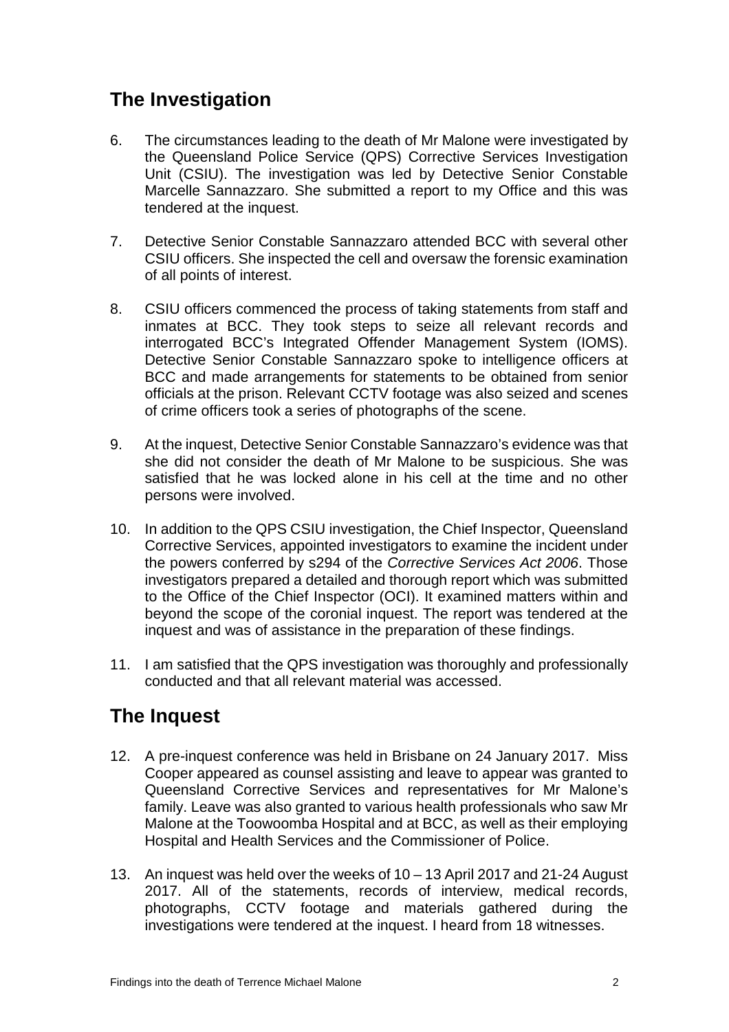## The Investigation

6. The circumstances leading to the death of Mr Malone were investigated by the Queensland Police Service (QPS) Corrective Services Investigation Unit (CSIU). The investigation was led by Detective Senior Constable Marcelle Sannazzaro. She submitted a report to my Office and this was tendered at the inquest.

7. Detective Senior Constable Sannazzaro attended BCC with several other CSIU officers. She inspected the cell and oversaw the forensic examination of all points of interest.

8. CSIU officers commenced the process of taking statements from staff and inmates at BCC. They took steps to seize all relevant records and interrogated BCC's Integrated Offender Management System (IOMS). Detective Senior Constable Sannazzaro spoke to intelligence officers at BCC and made arrangements for statements to be obtained from senior officials at the prison. Relevant CCTV footage was also seized and scenes of crime officers took a series of photographs of the scene.

9. At the inquest, Detective Senior Constable Sannazzaro's evidence was that she did not consider the death of Mr Malone to be suspicious. She was satisfied that he was locked alone in his cell at the time and no other persons were involved.

10. In addition to the QPS CSIU investigation, the Chief Inspector, Queensland Corrective Services, appointed investigators to examine the incident under the powers conferred by s294 of the *Corrective Services Act 2006*. Those investigators prepared a detailed and thorough report which was submitted to the Office of the Chief Inspector (OCI). It examined matters within and beyond the scope of the coronial inquest. The report was tendered at the inquest and was of assistance in the preparation of these findings.

11. I am satisfied that the QPS investigation was thoroughly and professionally conducted and that all relevant material was accessed.

## The Inquest

12. A pre-inquest conference was held in Brisbane on 24 January 2017. Miss Cooper appeared as counsel assisting and leave to appear was granted to Queensland Corrective Services and representatives for Mr Malone's family. Leave was also granted to various health professionals who saw Mr Malone at the Toowoomba Hospital and at BCC, as well as their employing Hospital and Health Services and the Commissioner of Police.

13. An inquest was held over the weeks of 10 – 13 April 2017 and 21-24 August 2017. All of the statements, records of interview, medical records, photographs, CCTV footage and materials gathered during the investigations were tendered at the inquest. I heard from 18 witnesses.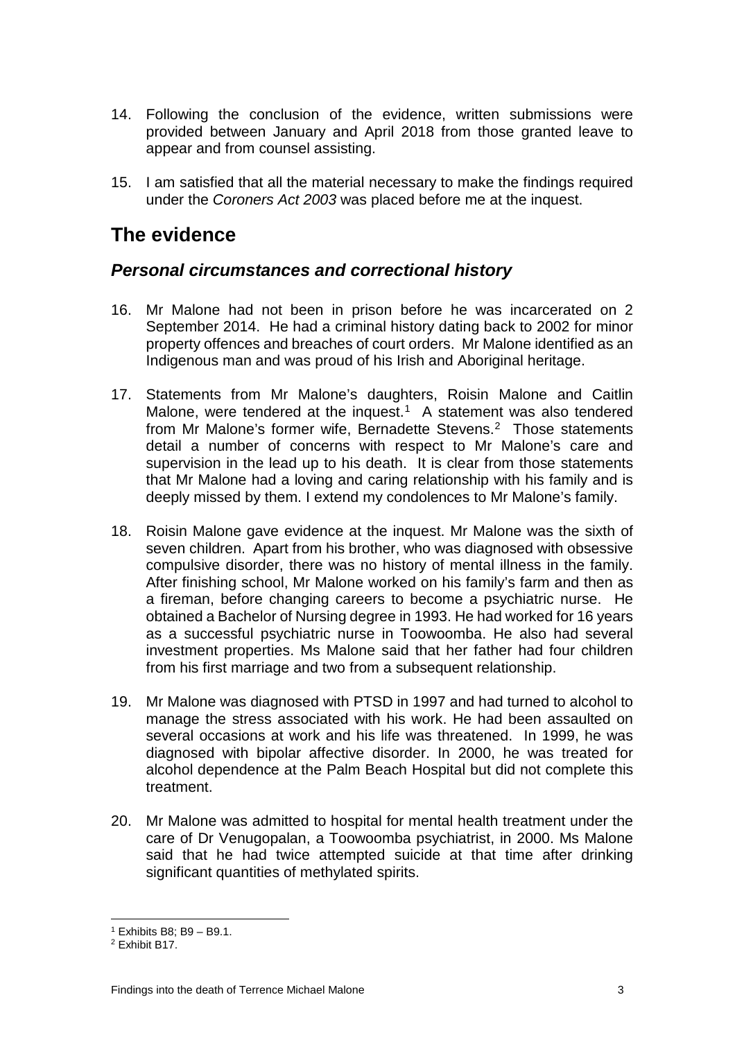14. Following the conclusion of the evidence, written submissions were provided between January and April 2018 from those granted leave to appear and from counsel assisting.

15. I am satisfied that all the material necessary to make the findings required under the *Coroners Act 2003* was placed before me at the inquest.

## The evidence

### *Personal circumstances and correctional history*

16. Mr Malone had not been in prison before he was incarcerated on 2 September 2014. He had a criminal history dating back to 2002 for minor property offences and breaches of court orders. Mr Malone identified as an Indigenous man and was proud of his Irish and Aboriginal heritage.

17. Statements from Mr Malone's daughters, Roisin Malone and Caitlin Malone, were tendered at the inquest.[1] A statement was also tendered from Mr Malone's former wife, Bernadette Stevens.[2] Those statements detail a number of concerns with respect to Mr Malone's care and supervision in the lead up to his death. It is clear from those statements that Mr Malone had a loving and caring relationship with his family and is deeply missed by them. I extend my condolences to Mr Malone's family.

18. Roisin Malone gave evidence at the inquest. Mr Malone was the sixth of seven children. Apart from his brother, who was diagnosed with obsessive compulsive disorder, there was no history of mental illness in the family. After finishing school, Mr Malone worked on his family's farm and then as a fireman, before changing careers to become a psychiatric nurse. He obtained a Bachelor of Nursing degree in 1993. He had worked for 16 years as a successful psychiatric nurse in Toowoomba. He also had several investment properties. Ms Malone said that her father had four children from his first marriage and two from a subsequent relationship.

19. Mr Malone was diagnosed with PTSD in 1997 and had turned to alcohol to manage the stress associated with his work. He had been assaulted on several occasions at work and his life was threatened. In 1999, he was diagnosed with bipolar affective disorder. In 2000, he was treated for alcohol dependence at the Palm Beach Hospital but did not complete this treatment.

20. Mr Malone was admitted to hospital for mental health treatment under the care of Dr Venugopalan, a Toowoomba psychiatrist, in 2000. Ms Malone said that he had twice attempted suicide at that time after drinking significant quantities of methylated spirits.

---

[1] Exhibits B8; B9 – B9.1.

[2] Exhibit B17.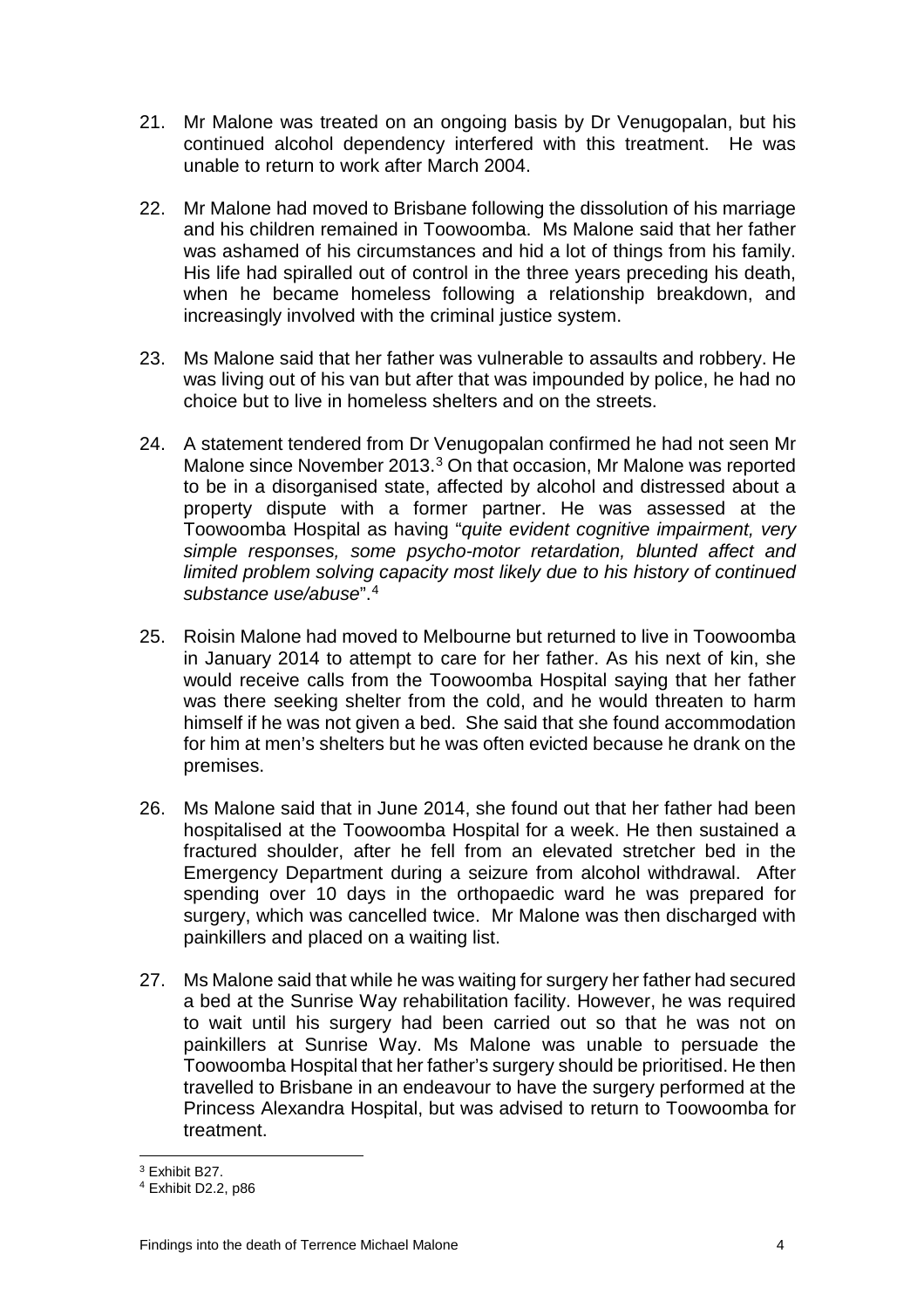21. Mr Malone was treated on an ongoing basis by Dr Venugopalan, but his continued alcohol dependency interfered with this treatment. He was unable to return to work after March 2004.

22. Mr Malone had moved to Brisbane following the dissolution of his marriage and his children remained in Toowoomba. Ms Malone said that her father was ashamed of his circumstances and hid a lot of things from his family. His life had spiralled out of control in the three years preceding his death, when he became homeless following a relationship breakdown, and increasingly involved with the criminal justice system.

23. Ms Malone said that her father was vulnerable to assaults and robbery. He was living out of his van but after that was impounded by police, he had no choice but to live in homeless shelters and on the streets.

24. A statement tendered from Dr Venugopalan confirmed he had not seen Mr Malone since November 2013.[3] On that occasion, Mr Malone was reported to be in a disorganised state, affected by alcohol and distressed about a property dispute with a former partner. He was assessed at the Toowoomba Hospital as having "*quite evident cognitive impairment, very simple responses, some psycho-motor retardation, blunted affect and limited problem solving capacity most likely due to his history of continued substance use/abuse*".[4]

25. Roisin Malone had moved to Melbourne but returned to live in Toowoomba in January 2014 to attempt to care for her father. As his next of kin, she would receive calls from the Toowoomba Hospital saying that her father was there seeking shelter from the cold, and he would threaten to harm himself if he was not given a bed. She said that she found accommodation for him at men's shelters but he was often evicted because he drank on the premises.

26. Ms Malone said that in June 2014, she found out that her father had been hospitalised at the Toowoomba Hospital for a week. He then sustained a fractured shoulder, after he fell from an elevated stretcher bed in the Emergency Department during a seizure from alcohol withdrawal. After spending over 10 days in the orthopaedic ward he was prepared for surgery, which was cancelled twice. Mr Malone was then discharged with painkillers and placed on a waiting list.

27. Ms Malone said that while he was waiting for surgery her father had secured a bed at the Sunrise Way rehabilitation facility. However, he was required to wait until his surgery had been carried out so that he was not on painkillers at Sunrise Way. Ms Malone was unable to persuade the Toowoomba Hospital that her father's surgery should be prioritised. He then travelled to Brisbane in an endeavour to have the surgery performed at the Princess Alexandra Hospital, but was advised to return to Toowoomba for treatment.

---

[3] Exhibit B27.

[4] Exhibit D2.2, p86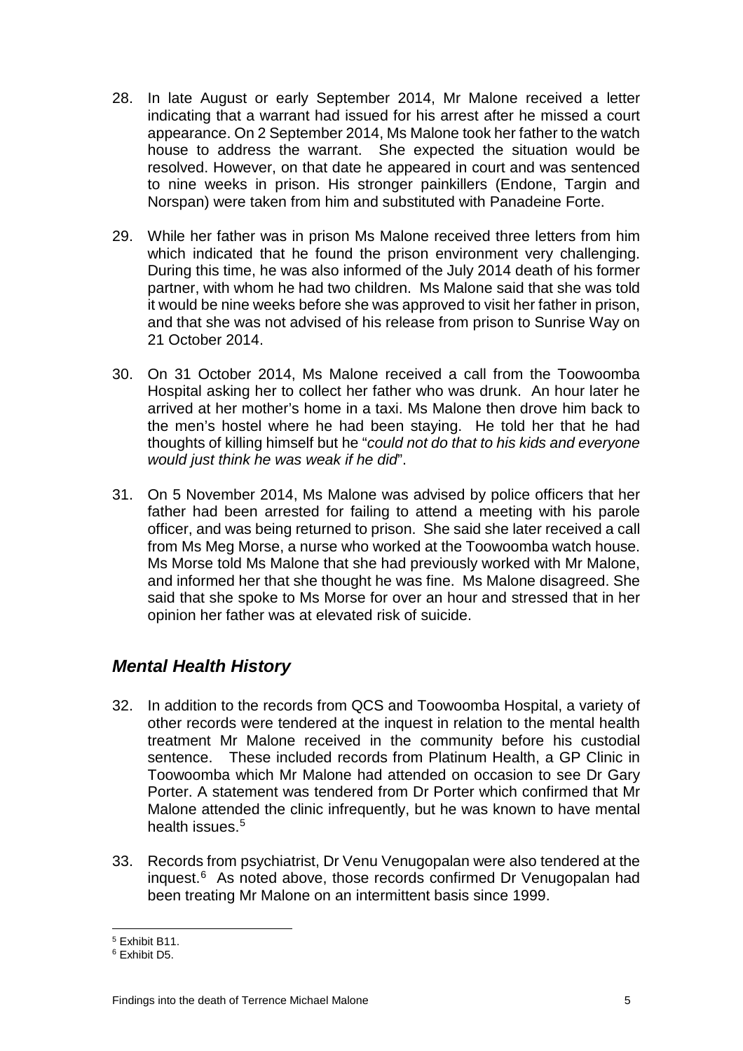28. In late August or early September 2014, Mr Malone received a letter indicating that a warrant had issued for his arrest after he missed a court appearance. On 2 September 2014, Ms Malone took her father to the watch house to address the warrant. She expected the situation would be resolved. However, on that date he appeared in court and was sentenced to nine weeks in prison. His stronger painkillers (Endone, Targin and Norspan) were taken from him and substituted with Panadeine Forte.

29. While her father was in prison Ms Malone received three letters from him which indicated that he found the prison environment very challenging. During this time, he was also informed of the July 2014 death of his former partner, with whom he had two children. Ms Malone said that she was told it would be nine weeks before she was approved to visit her father in prison, and that she was not advised of his release from prison to Sunrise Way on 21 October 2014.

30. On 31 October 2014, Ms Malone received a call from the Toowoomba Hospital asking her to collect her father who was drunk. An hour later he arrived at her mother's home in a taxi. Ms Malone then drove him back to the men's hostel where he had been staying. He told her that he had thoughts of killing himself but he "*could not do that to his kids and everyone would just think he was weak if he did*".

31. On 5 November 2014, Ms Malone was advised by police officers that her father had been arrested for failing to attend a meeting with his parole officer, and was being returned to prison. She said she later received a call from Ms Meg Morse, a nurse who worked at the Toowoomba watch house. Ms Morse told Ms Malone that she had previously worked with Mr Malone, and informed her that she thought he was fine. Ms Malone disagreed. She said that she spoke to Ms Morse for over an hour and stressed that in her opinion her father was at elevated risk of suicide.

## *Mental Health History*

32. In addition to the records from QCS and Toowoomba Hospital, a variety of other records were tendered at the inquest in relation to the mental health treatment Mr Malone received in the community before his custodial sentence. These included records from Platinum Health, a GP Clinic in Toowoomba which Mr Malone had attended on occasion to see Dr Gary Porter. A statement was tendered from Dr Porter which confirmed that Mr Malone attended the clinic infrequently, but he was known to have mental health issues.[5]

33. Records from psychiatrist, Dr Venu Venugopalan were also tendered at the inquest.[6] As noted above, those records confirmed Dr Venugopalan had been treating Mr Malone on an intermittent basis since 1999.

---

[5] Exhibit B11.

[6] Exhibit D5.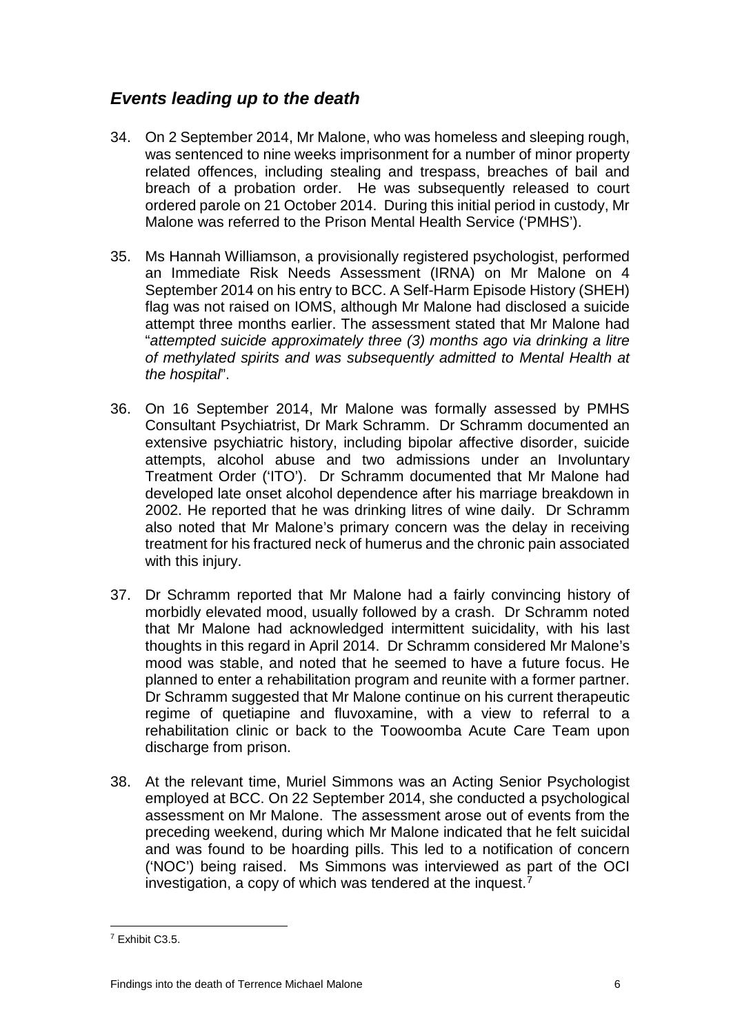## *Events leading up to the death*

34. On 2 September 2014, Mr Malone, who was homeless and sleeping rough, was sentenced to nine weeks imprisonment for a number of minor property related offences, including stealing and trespass, breaches of bail and breach of a probation order. He was subsequently released to court ordered parole on 21 October 2014. During this initial period in custody, Mr Malone was referred to the Prison Mental Health Service ('PMHS').

35. Ms Hannah Williamson, a provisionally registered psychologist, performed an Immediate Risk Needs Assessment (IRNA) on Mr Malone on 4 September 2014 on his entry to BCC. A Self-Harm Episode History (SHEH) flag was not raised on IOMS, although Mr Malone had disclosed a suicide attempt three months earlier. The assessment stated that Mr Malone had "*attempted suicide approximately three (3) months ago via drinking a litre of methylated spirits and was subsequently admitted to Mental Health at the hospital*".

36. On 16 September 2014, Mr Malone was formally assessed by PMHS Consultant Psychiatrist, Dr Mark Schramm. Dr Schramm documented an extensive psychiatric history, including bipolar affective disorder, suicide attempts, alcohol abuse and two admissions under an Involuntary Treatment Order ('ITO'). Dr Schramm documented that Mr Malone had developed late onset alcohol dependence after his marriage breakdown in 2002. He reported that he was drinking litres of wine daily. Dr Schramm also noted that Mr Malone's primary concern was the delay in receiving treatment for his fractured neck of humerus and the chronic pain associated with this injury.

37. Dr Schramm reported that Mr Malone had a fairly convincing history of morbidly elevated mood, usually followed by a crash. Dr Schramm noted that Mr Malone had acknowledged intermittent suicidality, with his last thoughts in this regard in April 2014. Dr Schramm considered Mr Malone's mood was stable, and noted that he seemed to have a future focus. He planned to enter a rehabilitation program and reunite with a former partner. Dr Schramm suggested that Mr Malone continue on his current therapeutic regime of quetiapine and fluvoxamine, with a view to referral to a rehabilitation clinic or back to the Toowoomba Acute Care Team upon discharge from prison.

38. At the relevant time, Muriel Simmons was an Acting Senior Psychologist employed at BCC. On 22 September 2014, she conducted a psychological assessment on Mr Malone. The assessment arose out of events from the preceding weekend, during which Mr Malone indicated that he felt suicidal and was found to be hoarding pills. This led to a notification of concern ('NOC') being raised. Ms Simmons was interviewed as part of the OCI investigation, a copy of which was tendered at the inquest.[7]

---

[7] Exhibit C3.5.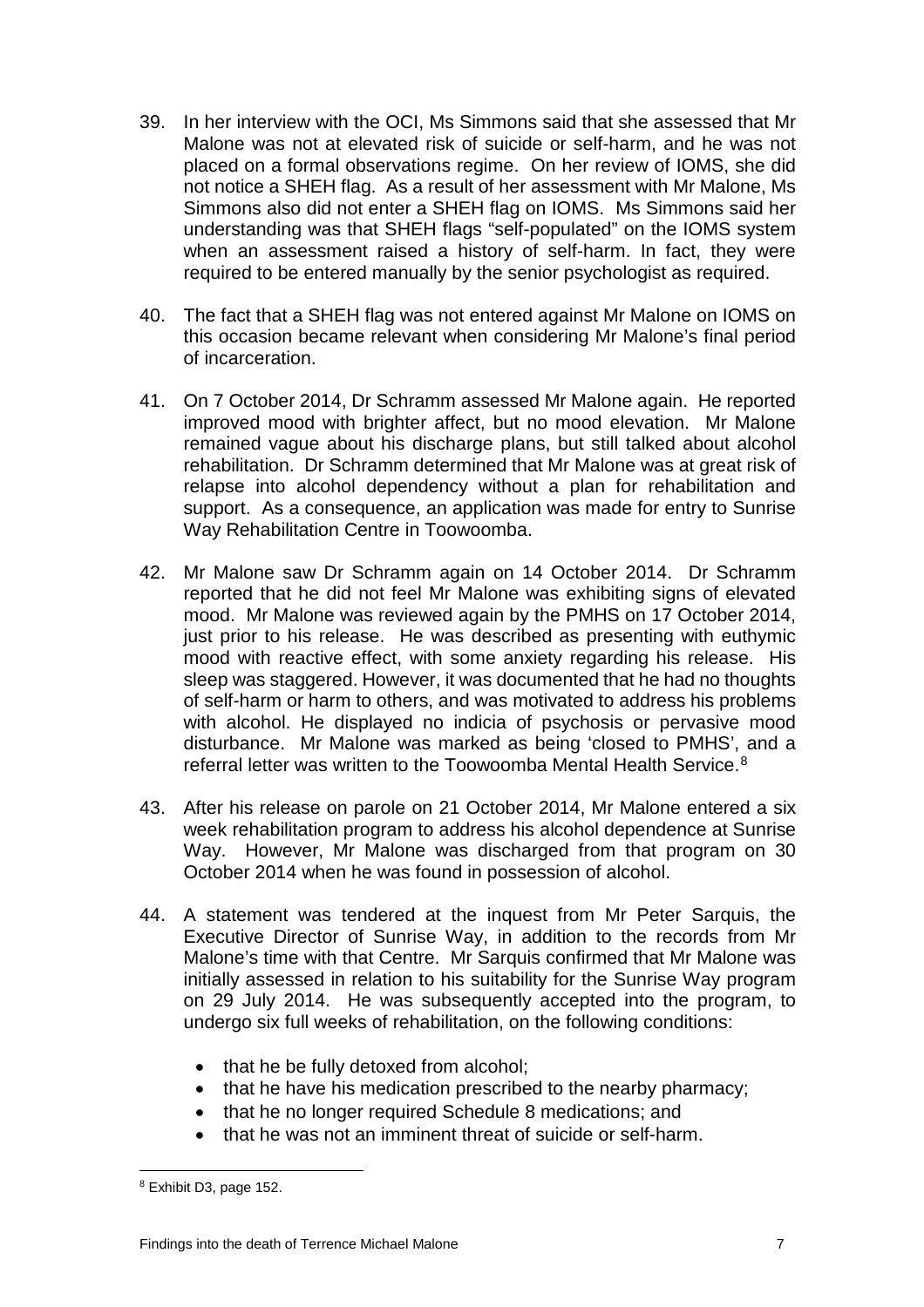39. In her interview with the OCI, Ms Simmons said that she assessed that Mr Malone was not at elevated risk of suicide or self-harm, and he was not placed on a formal observations regime. On her review of IOMS, she did not notice a SHEH flag. As a result of her assessment with Mr Malone, Ms Simmons also did not enter a SHEH flag on IOMS. Ms Simmons said her understanding was that SHEH flags "self-populated" on the IOMS system when an assessment raised a history of self-harm. In fact, they were required to be entered manually by the senior psychologist as required.

40. The fact that a SHEH flag was not entered against Mr Malone on IOMS on this occasion became relevant when considering Mr Malone's final period of incarceration.

41. On 7 October 2014, Dr Schramm assessed Mr Malone again. He reported improved mood with brighter affect, but no mood elevation. Mr Malone remained vague about his discharge plans, but still talked about alcohol rehabilitation. Dr Schramm determined that Mr Malone was at great risk of relapse into alcohol dependency without a plan for rehabilitation and support. As a consequence, an application was made for entry to Sunrise Way Rehabilitation Centre in Toowoomba.

42. Mr Malone saw Dr Schramm again on 14 October 2014. Dr Schramm reported that he did not feel Mr Malone was exhibiting signs of elevated mood. Mr Malone was reviewed again by the PMHS on 17 October 2014, just prior to his release. He was described as presenting with euthymic mood with reactive effect, with some anxiety regarding his release. His sleep was staggered. However, it was documented that he had no thoughts of self-harm or harm to others, and was motivated to address his problems with alcohol. He displayed no indicia of psychosis or pervasive mood disturbance. Mr Malone was marked as being 'closed to PMHS', and a referral letter was written to the Toowoomba Mental Health Service.[8]

43. After his release on parole on 21 October 2014, Mr Malone entered a six week rehabilitation program to address his alcohol dependence at Sunrise Way. However, Mr Malone was discharged from that program on 30 October 2014 when he was found in possession of alcohol.

44. A statement was tendered at the inquest from Mr Peter Sarquis, the Executive Director of Sunrise Way, in addition to the records from Mr Malone's time with that Centre. Mr Sarquis confirmed that Mr Malone was initially assessed in relation to his suitability for the Sunrise Way program on 29 July 2014. He was subsequently accepted into the program, to undergo six full weeks of rehabilitation, on the following conditions:

    - that he be fully detoxed from alcohol;
    - that he have his medication prescribed to the nearby pharmacy;
    - that he no longer required Schedule 8 medications; and
    - that he was not an imminent threat of suicide or self-harm.

---

[8] Exhibit D3, page 152.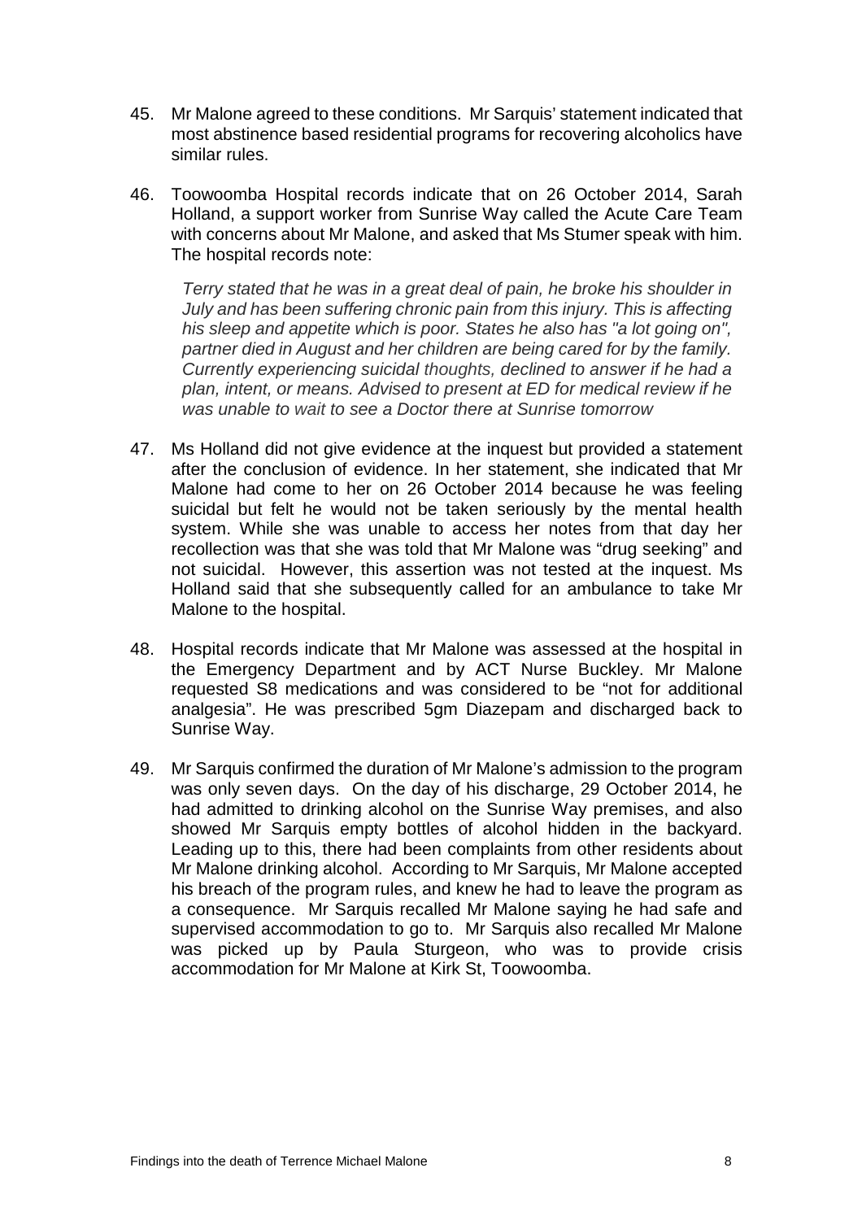45. Mr Malone agreed to these conditions. Mr Sarquis' statement indicated that most abstinence based residential programs for recovering alcoholics have similar rules.

46. Toowoomba Hospital records indicate that on 26 October 2014, Sarah Holland, a support worker from Sunrise Way called the Acute Care Team with concerns about Mr Malone, and asked that Ms Stumer speak with him. The hospital records note:

    *Terry stated that he was in a great deal of pain, he broke his shoulder in July and has been suffering chronic pain from this injury. This is affecting his sleep and appetite which is poor. States he also has "a lot going on", partner died in August and her children are being cared for by the family. Currently experiencing suicidal thoughts, declined to answer if he had a plan, intent, or means. Advised to present at ED for medical review if he was unable to wait to see a Doctor there at Sunrise tomorrow*

47. Ms Holland did not give evidence at the inquest but provided a statement after the conclusion of evidence. In her statement, she indicated that Mr Malone had come to her on 26 October 2014 because he was feeling suicidal but felt he would not be taken seriously by the mental health system. While she was unable to access her notes from that day her recollection was that she was told that Mr Malone was "drug seeking" and not suicidal. However, this assertion was not tested at the inquest. Ms Holland said that she subsequently called for an ambulance to take Mr Malone to the hospital.

48. Hospital records indicate that Mr Malone was assessed at the hospital in the Emergency Department and by ACT Nurse Buckley. Mr Malone requested S8 medications and was considered to be "not for additional analgesia". He was prescribed 5gm Diazepam and discharged back to Sunrise Way.

49. Mr Sarquis confirmed the duration of Mr Malone's admission to the program was only seven days. On the day of his discharge, 29 October 2014, he had admitted to drinking alcohol on the Sunrise Way premises, and also showed Mr Sarquis empty bottles of alcohol hidden in the backyard. Leading up to this, there had been complaints from other residents about Mr Malone drinking alcohol. According to Mr Sarquis, Mr Malone accepted his breach of the program rules, and knew he had to leave the program as a consequence. Mr Sarquis recalled Mr Malone saying he had safe and supervised accommodation to go to. Mr Sarquis also recalled Mr Malone was picked up by Paula Sturgeon, who was to provide crisis accommodation for Mr Malone at Kirk St, Toowoomba.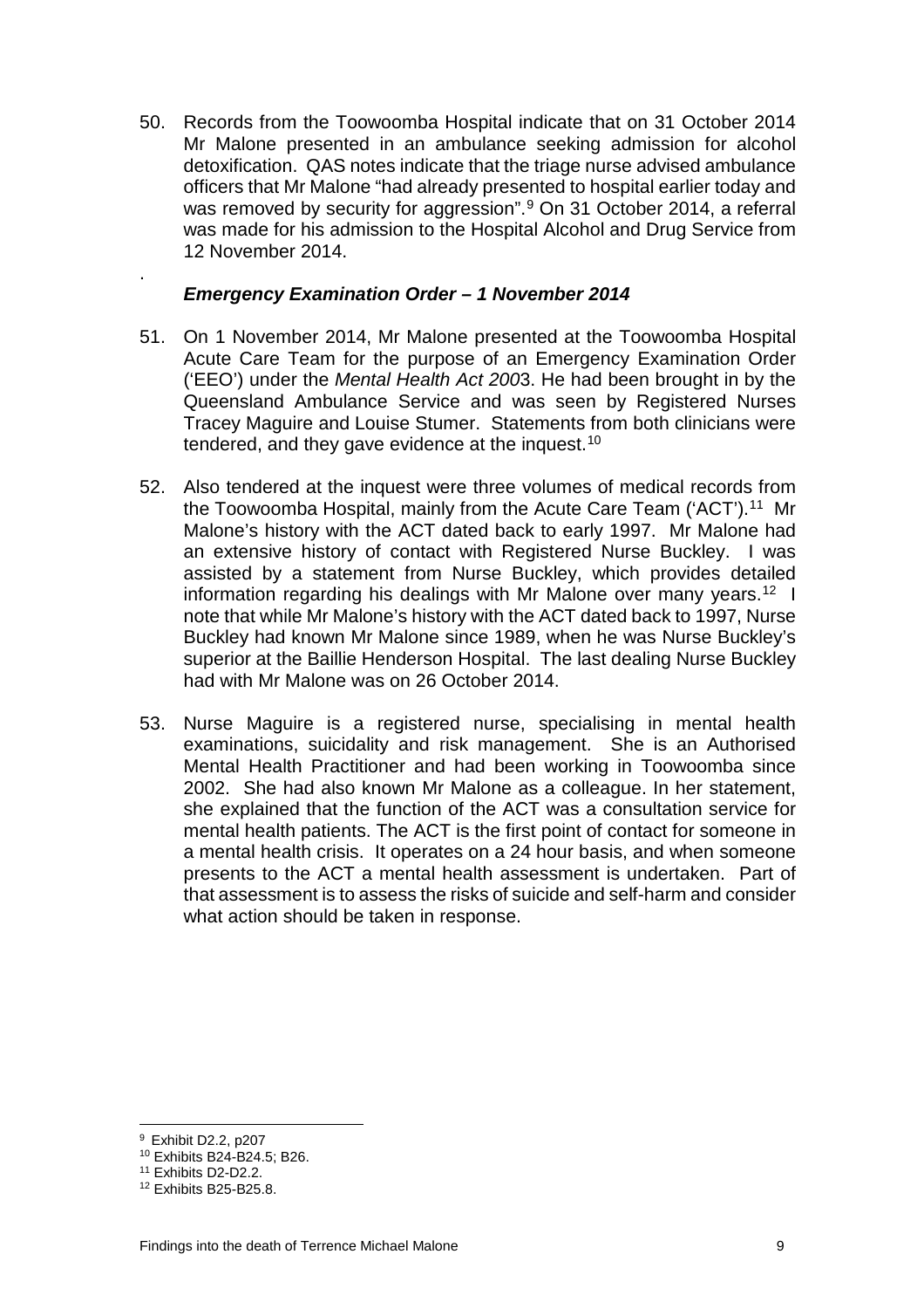50. Records from the Toowoomba Hospital indicate that on 31 October 2014 Mr Malone presented in an ambulance seeking admission for alcohol detoxification. QAS notes indicate that the triage nurse advised ambulance officers that Mr Malone "had already presented to hospital earlier today and was removed by security for aggression".[9] On 31 October 2014, a referral was made for his admission to the Hospital Alcohol and Drug Service from 12 November 2014.

### *Emergency Examination Order – 1 November 2014*

51. On 1 November 2014, Mr Malone presented at the Toowoomba Hospital Acute Care Team for the purpose of an Emergency Examination Order ('EEO') under the *Mental Health Act 2003*. He had been brought in by the Queensland Ambulance Service and was seen by Registered Nurses Tracey Maguire and Louise Stumer. Statements from both clinicians were tendered, and they gave evidence at the inquest.[10]

52. Also tendered at the inquest were three volumes of medical records from the Toowoomba Hospital, mainly from the Acute Care Team ('ACT').[11] Mr Malone's history with the ACT dated back to early 1997. Mr Malone had an extensive history of contact with Registered Nurse Buckley. I was assisted by a statement from Nurse Buckley, which provides detailed information regarding his dealings with Mr Malone over many years.[12] I note that while Mr Malone's history with the ACT dated back to 1997, Nurse Buckley had known Mr Malone since 1989, when he was Nurse Buckley's superior at the Baillie Henderson Hospital. The last dealing Nurse Buckley had with Mr Malone was on 26 October 2014.

53. Nurse Maguire is a registered nurse, specialising in mental health examinations, suicidality and risk management. She is an Authorised Mental Health Practitioner and had been working in Toowoomba since 2002. She had also known Mr Malone as a colleague. In her statement, she explained that the function of the ACT was a consultation service for mental health patients. The ACT is the first point of contact for someone in a mental health crisis. It operates on a 24 hour basis, and when someone presents to the ACT a mental health assessment is undertaken. Part of that assessment is to assess the risks of suicide and self-harm and consider what action should be taken in response.

---

[9] Exhibit D2.2, p207

[10] Exhibits B24-B24.5; B26.

[11] Exhibits D2-D2.2.

[12] Exhibits B25-B25.8.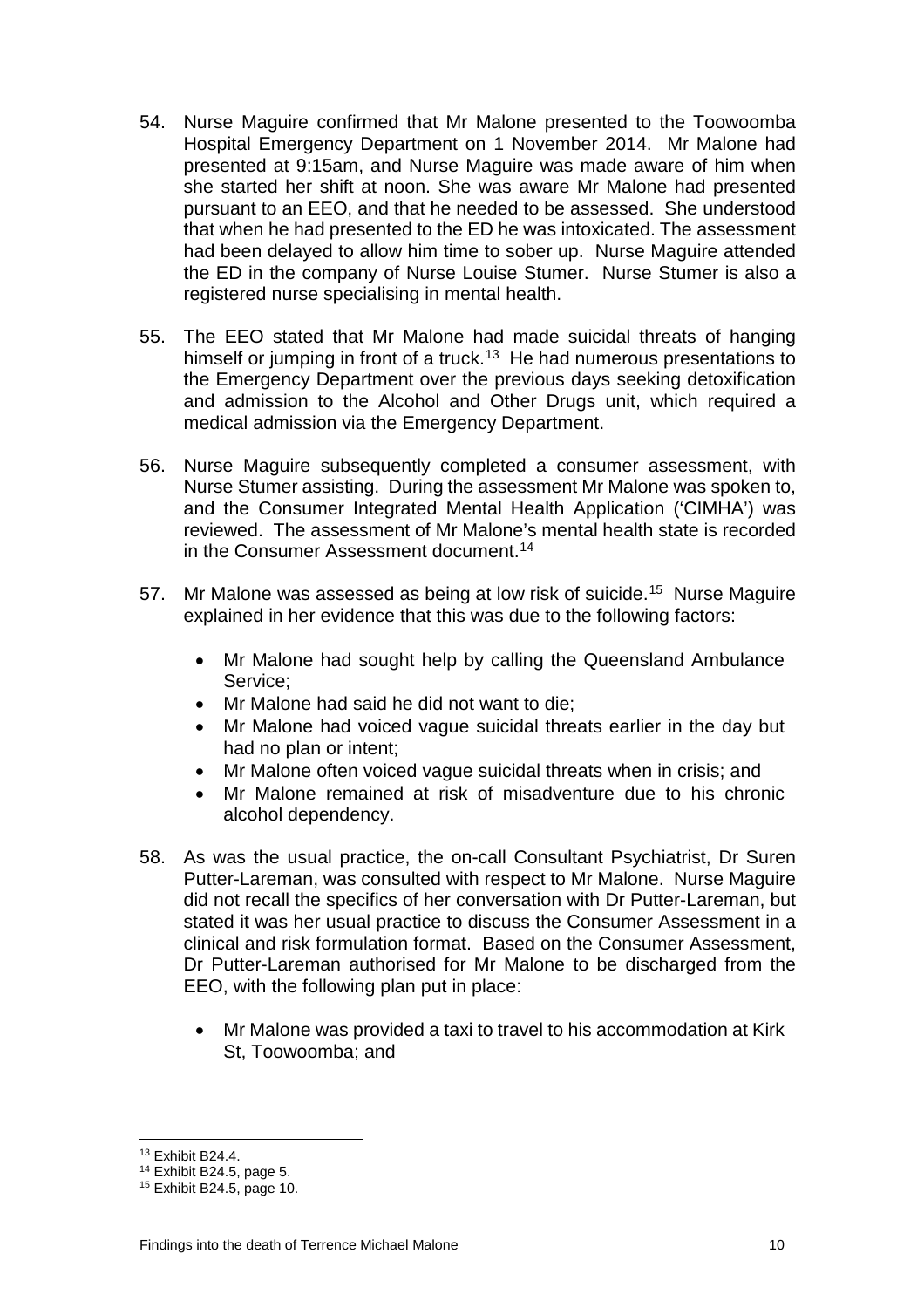54. Nurse Maguire confirmed that Mr Malone presented to the Toowoomba Hospital Emergency Department on 1 November 2014. Mr Malone had presented at 9:15am, and Nurse Maguire was made aware of him when she started her shift at noon. She was aware Mr Malone had presented pursuant to an EEO, and that he needed to be assessed. She understood that when he had presented to the ED he was intoxicated. The assessment had been delayed to allow him time to sober up. Nurse Maguire attended the ED in the company of Nurse Louise Stumer. Nurse Stumer is also a registered nurse specialising in mental health.

55. The EEO stated that Mr Malone had made suicidal threats of hanging himself or jumping in front of a truck.[13] He had numerous presentations to the Emergency Department over the previous days seeking detoxification and admission to the Alcohol and Other Drugs unit, which required a medical admission via the Emergency Department.

56. Nurse Maguire subsequently completed a consumer assessment, with Nurse Stumer assisting. During the assessment Mr Malone was spoken to, and the Consumer Integrated Mental Health Application ('CIMHA') was reviewed. The assessment of Mr Malone's mental health state is recorded in the Consumer Assessment document.[14]

57. Mr Malone was assessed as being at low risk of suicide.[15] Nurse Maguire explained in her evidence that this was due to the following factors:

    - Mr Malone had sought help by calling the Queensland Ambulance Service;
    - Mr Malone had said he did not want to die;
    - Mr Malone had voiced vague suicidal threats earlier in the day but had no plan or intent;
    - Mr Malone often voiced vague suicidal threats when in crisis; and
    - Mr Malone remained at risk of misadventure due to his chronic alcohol dependency.

58. As was the usual practice, the on-call Consultant Psychiatrist, Dr Suren Putter-Lareman, was consulted with respect to Mr Malone. Nurse Maguire did not recall the specifics of her conversation with Dr Putter-Lareman, but stated it was her usual practice to discuss the Consumer Assessment in a clinical and risk formulation format. Based on the Consumer Assessment, Dr Putter-Lareman authorised for Mr Malone to be discharged from the EEO, with the following plan put in place:

    - Mr Malone was provided a taxi to travel to his accommodation at Kirk St, Toowoomba; and

---

[13] Exhibit B24.4.

[14] Exhibit B24.5, page 5.

[15] Exhibit B24.5, page 10.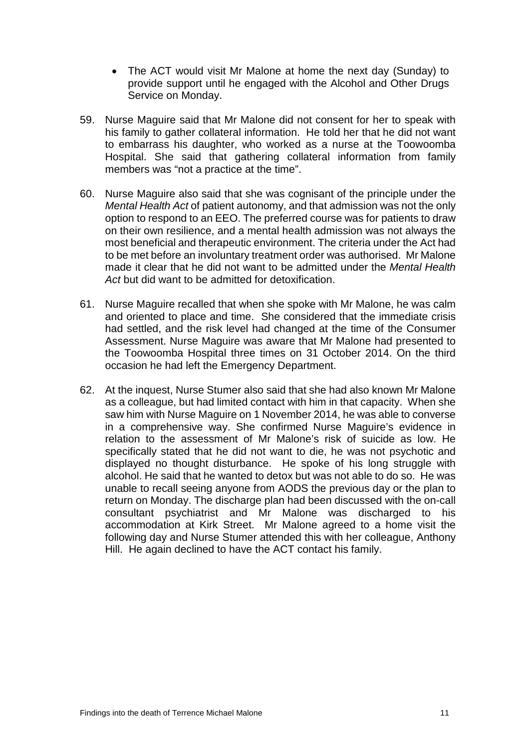- The ACT would visit Mr Malone at home the next day (Sunday) to provide support until he engaged with the Alcohol and Other Drugs Service on Monday.

59. Nurse Maguire said that Mr Malone did not consent for her to speak with his family to gather collateral information. He told her that he did not want to embarrass his daughter, who worked as a nurse at the Toowoomba Hospital. She said that gathering collateral information from family members was "not a practice at the time".

60. Nurse Maguire also said that she was cognisant of the principle under the *Mental Health Act* of patient autonomy, and that admission was not the only option to respond to an EEO. The preferred course was for patients to draw on their own resilience, and a mental health admission was not always the most beneficial and therapeutic environment. The criteria under the Act had to be met before an involuntary treatment order was authorised. Mr Malone made it clear that he did not want to be admitted under the *Mental Health Act* but did want to be admitted for detoxification.

61. Nurse Maguire recalled that when she spoke with Mr Malone, he was calm and oriented to place and time. She considered that the immediate crisis had settled, and the risk level had changed at the time of the Consumer Assessment. Nurse Maguire was aware that Mr Malone had presented to the Toowoomba Hospital three times on 31 October 2014. On the third occasion he had left the Emergency Department.

62. At the inquest, Nurse Stumer also said that she had also known Mr Malone as a colleague, but had limited contact with him in that capacity. When she saw him with Nurse Maguire on 1 November 2014, he was able to converse in a comprehensive way. She confirmed Nurse Maguire's evidence in relation to the assessment of Mr Malone's risk of suicide as low. He specifically stated that he did not want to die, he was not psychotic and displayed no thought disturbance. He spoke of his long struggle with alcohol. He said that he wanted to detox but was not able to do so. He was unable to recall seeing anyone from AODS the previous day or the plan to return on Monday. The discharge plan had been discussed with the on-call consultant psychiatrist and Mr Malone was discharged to his accommodation at Kirk Street. Mr Malone agreed to a home visit the following day and Nurse Stumer attended this with her colleague, Anthony Hill. He again declined to have the ACT contact his family.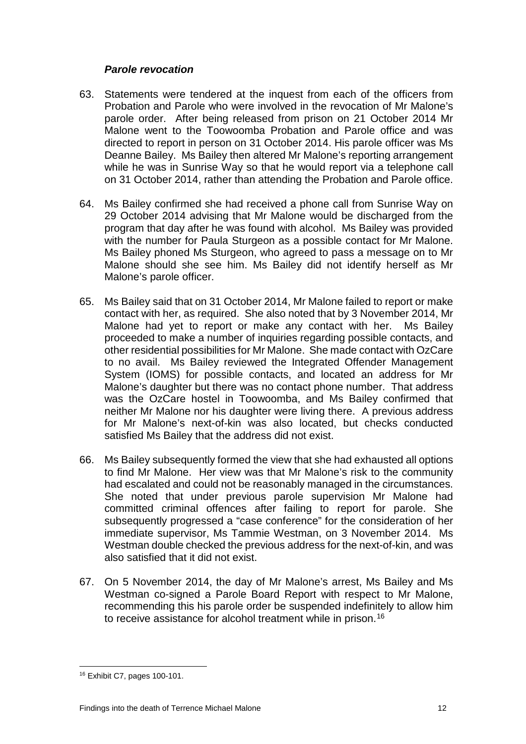### *Parole revocation*

63. Statements were tendered at the inquest from each of the officers from Probation and Parole who were involved in the revocation of Mr Malone's parole order. After being released from prison on 21 October 2014 Mr Malone went to the Toowoomba Probation and Parole office and was directed to report in person on 31 October 2014. His parole officer was Ms Deanne Bailey. Ms Bailey then altered Mr Malone's reporting arrangement while he was in Sunrise Way so that he would report via a telephone call on 31 October 2014, rather than attending the Probation and Parole office.

64. Ms Bailey confirmed she had received a phone call from Sunrise Way on 29 October 2014 advising that Mr Malone would be discharged from the program that day after he was found with alcohol. Ms Bailey was provided with the number for Paula Sturgeon as a possible contact for Mr Malone. Ms Bailey phoned Ms Sturgeon, who agreed to pass a message on to Mr Malone should she see him. Ms Bailey did not identify herself as Mr Malone's parole officer.

65. Ms Bailey said that on 31 October 2014, Mr Malone failed to report or make contact with her, as required. She also noted that by 3 November 2014, Mr Malone had yet to report or make any contact with her. Ms Bailey proceeded to make a number of inquiries regarding possible contacts, and other residential possibilities for Mr Malone. She made contact with OzCare to no avail. Ms Bailey reviewed the Integrated Offender Management System (IOMS) for possible contacts, and located an address for Mr Malone's daughter but there was no contact phone number. That address was the OzCare hostel in Toowoomba, and Ms Bailey confirmed that neither Mr Malone nor his daughter were living there. A previous address for Mr Malone's next-of-kin was also located, but checks conducted satisfied Ms Bailey that the address did not exist.

66. Ms Bailey subsequently formed the view that she had exhausted all options to find Mr Malone. Her view was that Mr Malone's risk to the community had escalated and could not be reasonably managed in the circumstances. She noted that under previous parole supervision Mr Malone had committed criminal offences after failing to report for parole. She subsequently progressed a "case conference" for the consideration of her immediate supervisor, Ms Tammie Westman, on 3 November 2014. Ms Westman double checked the previous address for the next-of-kin, and was also satisfied that it did not exist.

67. On 5 November 2014, the day of Mr Malone's arrest, Ms Bailey and Ms Westman co-signed a Parole Board Report with respect to Mr Malone, recommending this his parole order be suspended indefinitely to allow him to receive assistance for alcohol treatment while in prison.[16]

---

[16] Exhibit C7, pages 100-101.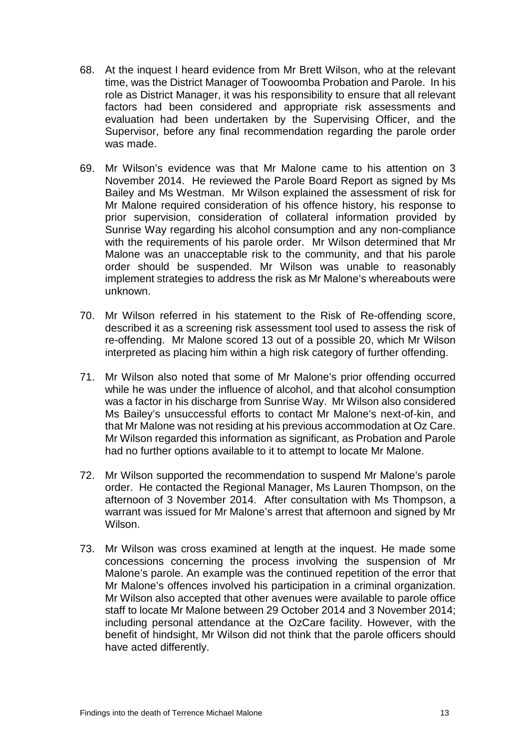68. At the inquest I heard evidence from Mr Brett Wilson, who at the relevant time, was the District Manager of Toowoomba Probation and Parole. In his role as District Manager, it was his responsibility to ensure that all relevant factors had been considered and appropriate risk assessments and evaluation had been undertaken by the Supervising Officer, and the Supervisor, before any final recommendation regarding the parole order was made.

69. Mr Wilson's evidence was that Mr Malone came to his attention on 3 November 2014. He reviewed the Parole Board Report as signed by Ms Bailey and Ms Westman. Mr Wilson explained the assessment of risk for Mr Malone required consideration of his offence history, his response to prior supervision, consideration of collateral information provided by Sunrise Way regarding his alcohol consumption and any non-compliance with the requirements of his parole order. Mr Wilson determined that Mr Malone was an unacceptable risk to the community, and that his parole order should be suspended. Mr Wilson was unable to reasonably implement strategies to address the risk as Mr Malone's whereabouts were unknown.

70. Mr Wilson referred in his statement to the Risk of Re-offending score, described it as a screening risk assessment tool used to assess the risk of re-offending. Mr Malone scored 13 out of a possible 20, which Mr Wilson interpreted as placing him within a high risk category of further offending.

71. Mr Wilson also noted that some of Mr Malone's prior offending occurred while he was under the influence of alcohol, and that alcohol consumption was a factor in his discharge from Sunrise Way. Mr Wilson also considered Ms Bailey's unsuccessful efforts to contact Mr Malone's next-of-kin, and that Mr Malone was not residing at his previous accommodation at Oz Care. Mr Wilson regarded this information as significant, as Probation and Parole had no further options available to it to attempt to locate Mr Malone.

72. Mr Wilson supported the recommendation to suspend Mr Malone's parole order. He contacted the Regional Manager, Ms Lauren Thompson, on the afternoon of 3 November 2014. After consultation with Ms Thompson, a warrant was issued for Mr Malone's arrest that afternoon and signed by Mr Wilson.

73. Mr Wilson was cross examined at length at the inquest. He made some concessions concerning the process involving the suspension of Mr Malone's parole. An example was the continued repetition of the error that Mr Malone's offences involved his participation in a criminal organization. Mr Wilson also accepted that other avenues were available to parole office staff to locate Mr Malone between 29 October 2014 and 3 November 2014; including personal attendance at the OzCare facility. However, with the benefit of hindsight, Mr Wilson did not think that the parole officers should have acted differently.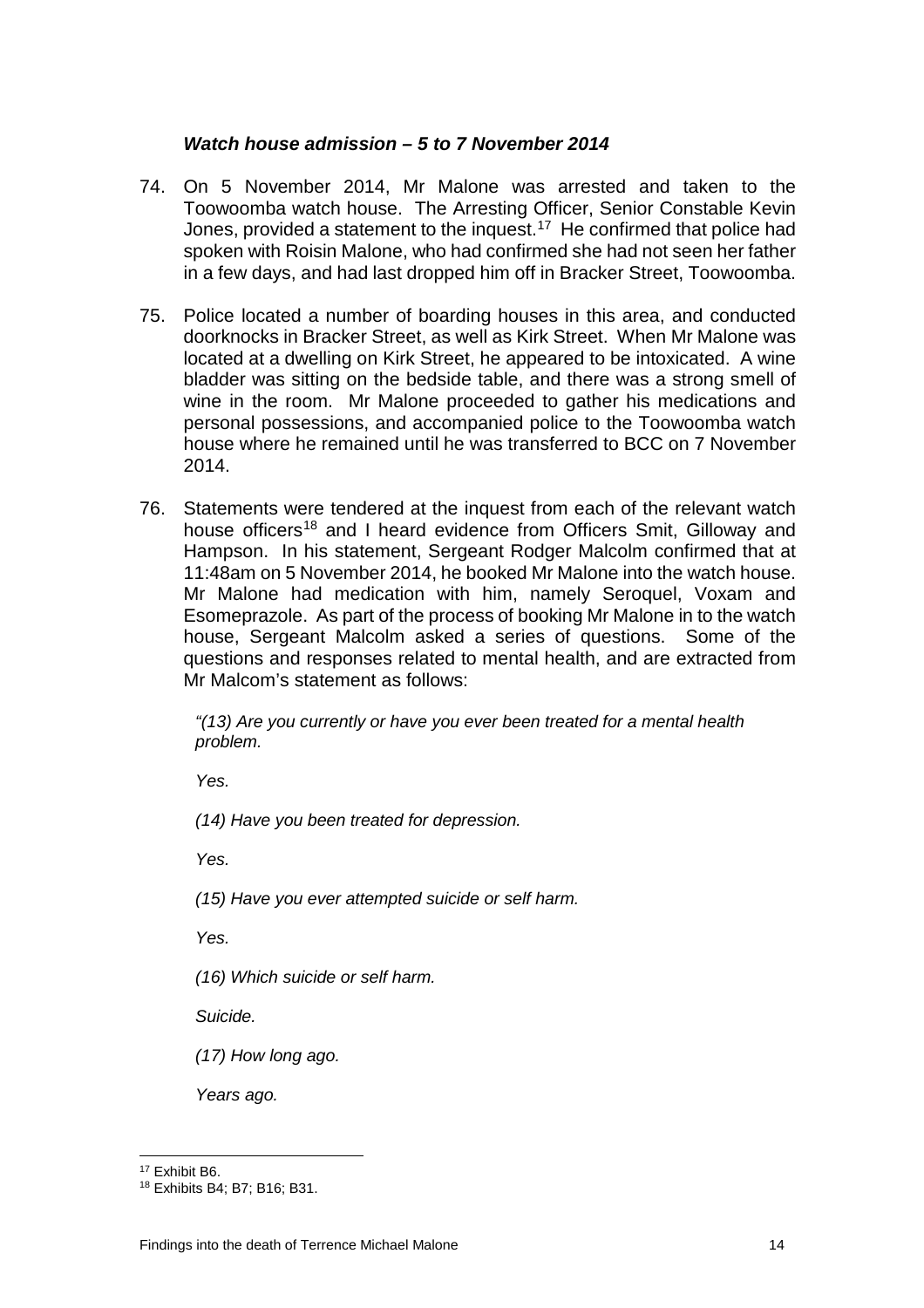### *Watch house admission – 5 to 7 November 2014*

74. On 5 November 2014, Mr Malone was arrested and taken to the Toowoomba watch house. The Arresting Officer, Senior Constable Kevin Jones, provided a statement to the inquest.[17] He confirmed that police had spoken with Roisin Malone, who had confirmed she had not seen her father in a few days, and had last dropped him off in Bracker Street, Toowoomba.

75. Police located a number of boarding houses in this area, and conducted doorknocks in Bracker Street, as well as Kirk Street. When Mr Malone was located at a dwelling on Kirk Street, he appeared to be intoxicated. A wine bladder was sitting on the bedside table, and there was a strong smell of wine in the room. Mr Malone proceeded to gather his medications and personal possessions, and accompanied police to the Toowoomba watch house where he remained until he was transferred to BCC on 7 November 2014.

76. Statements were tendered at the inquest from each of the relevant watch house officers[18] and I heard evidence from Officers Smit, Gilloway and Hampson. In his statement, Sergeant Rodger Malcolm confirmed that at 11:48am on 5 November 2014, he booked Mr Malone into the watch house. Mr Malone had medication with him, namely Seroquel, Voxam and Esomeprazole. As part of the process of booking Mr Malone in to the watch house, Sergeant Malcolm asked a series of questions. Some of the questions and responses related to mental health, and are extracted from Mr Malcom's statement as follows:

    *"(13) Are you currently or have you ever been treated for a mental health problem.*

    *Yes.*

    *(14) Have you been treated for depression.*

    *Yes.*

    *(15) Have you ever attempted suicide or self harm.*

    *Yes.*

    *(16) Which suicide or self harm.*

    *Suicide.*

    *(17) How long ago.*

    *Years ago.*

[17] Exhibit B6.

[18] Exhibits B4; B7; B16; B31.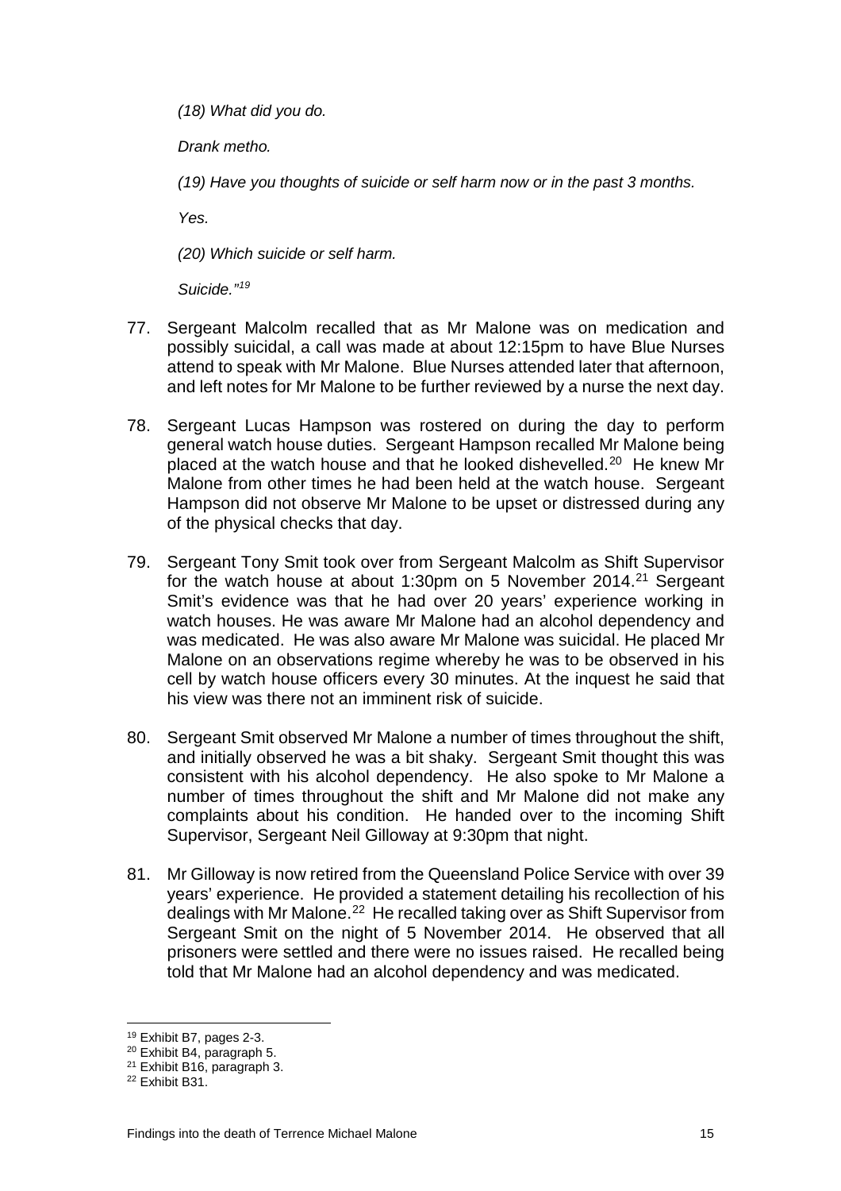*(18) What did you do.*

*Drank metho.*

*(19) Have you thoughts of suicide or self harm now or in the past 3 months.*

*Yes.*

*(20) Which suicide or self harm.*

*Suicide."*[19]

77. Sergeant Malcolm recalled that as Mr Malone was on medication and possibly suicidal, a call was made at about 12:15pm to have Blue Nurses attend to speak with Mr Malone. Blue Nurses attended later that afternoon, and left notes for Mr Malone to be further reviewed by a nurse the next day.

78. Sergeant Lucas Hampson was rostered on during the day to perform general watch house duties. Sergeant Hampson recalled Mr Malone being placed at the watch house and that he looked dishevelled.[20] He knew Mr Malone from other times he had been held at the watch house. Sergeant Hampson did not observe Mr Malone to be upset or distressed during any of the physical checks that day.

79. Sergeant Tony Smit took over from Sergeant Malcolm as Shift Supervisor for the watch house at about 1:30pm on 5 November 2014.[21] Sergeant Smit's evidence was that he had over 20 years' experience working in watch houses. He was aware Mr Malone had an alcohol dependency and was medicated. He was also aware Mr Malone was suicidal. He placed Mr Malone on an observations regime whereby he was to be observed in his cell by watch house officers every 30 minutes. At the inquest he said that his view was there not an imminent risk of suicide.

80. Sergeant Smit observed Mr Malone a number of times throughout the shift, and initially observed he was a bit shaky. Sergeant Smit thought this was consistent with his alcohol dependency. He also spoke to Mr Malone a number of times throughout the shift and Mr Malone did not make any complaints about his condition. He handed over to the incoming Shift Supervisor, Sergeant Neil Gilloway at 9:30pm that night.

81. Mr Gilloway is now retired from the Queensland Police Service with over 39 years' experience. He provided a statement detailing his recollection of his dealings with Mr Malone.[22] He recalled taking over as Shift Supervisor from Sergeant Smit on the night of 5 November 2014. He observed that all prisoners were settled and there were no issues raised. He recalled being told that Mr Malone had an alcohol dependency and was medicated.

[19] Exhibit B7, pages 2-3.
[20] Exhibit B4, paragraph 5.
[21] Exhibit B16, paragraph 3.
[22] Exhibit B31.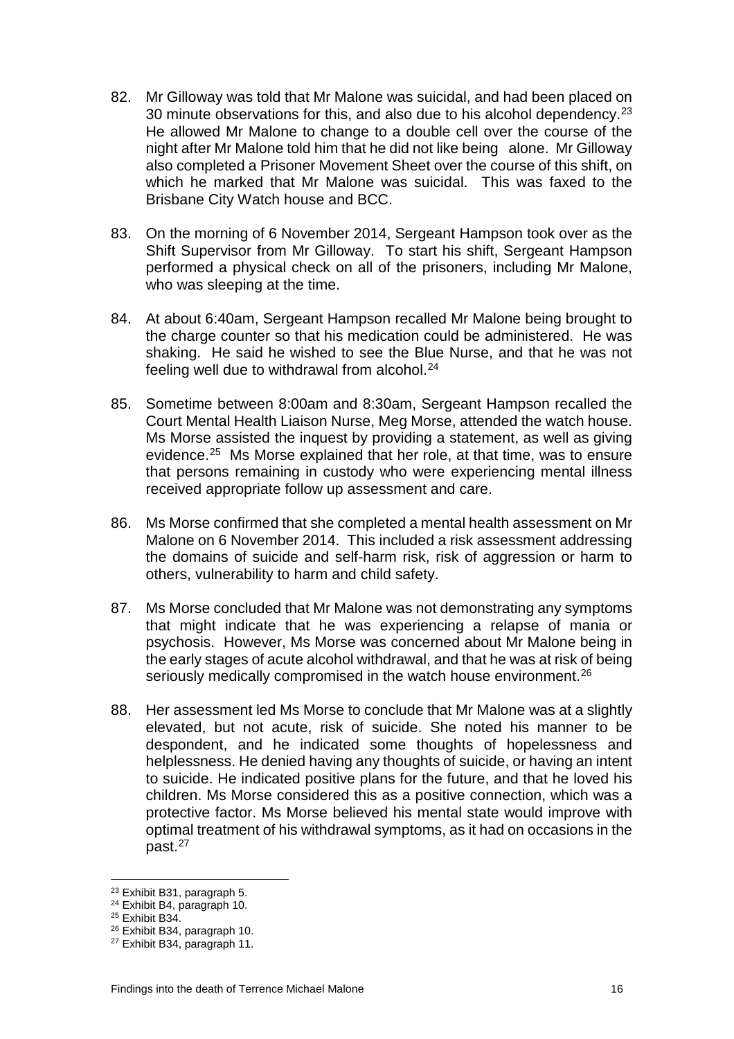82. Mr Gilloway was told that Mr Malone was suicidal, and had been placed on 30 minute observations for this, and also due to his alcohol dependency.[23] He allowed Mr Malone to change to a double cell over the course of the night after Mr Malone told him that he did not like being alone. Mr Gilloway also completed a Prisoner Movement Sheet over the course of this shift, on which he marked that Mr Malone was suicidal. This was faxed to the Brisbane City Watch house and BCC.

83. On the morning of 6 November 2014, Sergeant Hampson took over as the Shift Supervisor from Mr Gilloway. To start his shift, Sergeant Hampson performed a physical check on all of the prisoners, including Mr Malone, who was sleeping at the time.

84. At about 6:40am, Sergeant Hampson recalled Mr Malone being brought to the charge counter so that his medication could be administered. He was shaking. He said he wished to see the Blue Nurse, and that he was not feeling well due to withdrawal from alcohol.[24]

85. Sometime between 8:00am and 8:30am, Sergeant Hampson recalled the Court Mental Health Liaison Nurse, Meg Morse, attended the watch house. Ms Morse assisted the inquest by providing a statement, as well as giving evidence.[25] Ms Morse explained that her role, at that time, was to ensure that persons remaining in custody who were experiencing mental illness received appropriate follow up assessment and care.

86. Ms Morse confirmed that she completed a mental health assessment on Mr Malone on 6 November 2014. This included a risk assessment addressing the domains of suicide and self-harm risk, risk of aggression or harm to others, vulnerability to harm and child safety.

87. Ms Morse concluded that Mr Malone was not demonstrating any symptoms that might indicate that he was experiencing a relapse of mania or psychosis. However, Ms Morse was concerned about Mr Malone being in the early stages of acute alcohol withdrawal, and that he was at risk of being seriously medically compromised in the watch house environment.[26]

88. Her assessment led Ms Morse to conclude that Mr Malone was at a slightly elevated, but not acute, risk of suicide. She noted his manner to be despondent, and he indicated some thoughts of hopelessness and helplessness. He denied having any thoughts of suicide, or having an intent to suicide. He indicated positive plans for the future, and that he loved his children. Ms Morse considered this as a positive connection, which was a protective factor. Ms Morse believed his mental state would improve with optimal treatment of his withdrawal symptoms, as it had on occasions in the past.[27]

---

[23] Exhibit B31, paragraph 5.
[24] Exhibit B4, paragraph 10.
[25] Exhibit B34.
[26] Exhibit B34, paragraph 10.
[27] Exhibit B34, paragraph 11.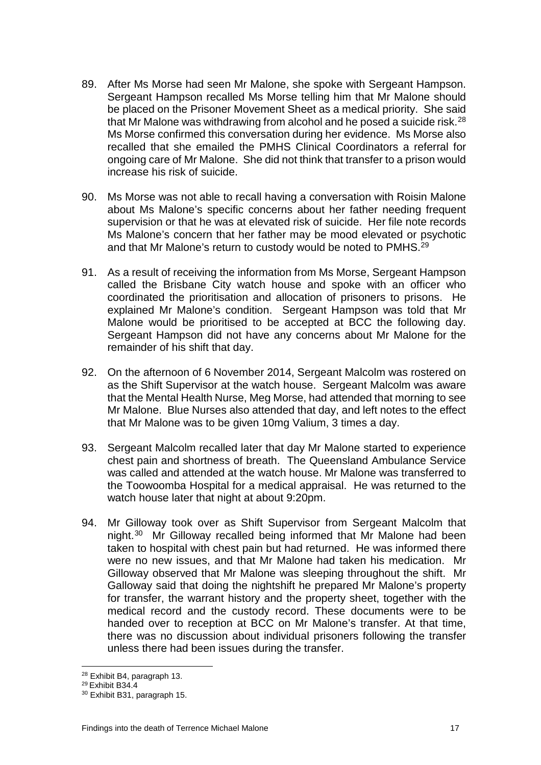89. After Ms Morse had seen Mr Malone, she spoke with Sergeant Hampson. Sergeant Hampson recalled Ms Morse telling him that Mr Malone should be placed on the Prisoner Movement Sheet as a medical priority. She said that Mr Malone was withdrawing from alcohol and he posed a suicide risk.[28] Ms Morse confirmed this conversation during her evidence. Ms Morse also recalled that she emailed the PMHS Clinical Coordinators a referral for ongoing care of Mr Malone. She did not think that transfer to a prison would increase his risk of suicide.

90. Ms Morse was not able to recall having a conversation with Roisin Malone about Ms Malone's specific concerns about her father needing frequent supervision or that he was at elevated risk of suicide. Her file note records Ms Malone's concern that her father may be mood elevated or psychotic and that Mr Malone's return to custody would be noted to PMHS.[29]

91. As a result of receiving the information from Ms Morse, Sergeant Hampson called the Brisbane City watch house and spoke with an officer who coordinated the prioritisation and allocation of prisoners to prisons. He explained Mr Malone's condition. Sergeant Hampson was told that Mr Malone would be prioritised to be accepted at BCC the following day. Sergeant Hampson did not have any concerns about Mr Malone for the remainder of his shift that day.

92. On the afternoon of 6 November 2014, Sergeant Malcolm was rostered on as the Shift Supervisor at the watch house. Sergeant Malcolm was aware that the Mental Health Nurse, Meg Morse, had attended that morning to see Mr Malone. Blue Nurses also attended that day, and left notes to the effect that Mr Malone was to be given 10mg Valium, 3 times a day.

93. Sergeant Malcolm recalled later that day Mr Malone started to experience chest pain and shortness of breath. The Queensland Ambulance Service was called and attended at the watch house. Mr Malone was transferred to the Toowoomba Hospital for a medical appraisal. He was returned to the watch house later that night at about 9:20pm.

94. Mr Gilloway took over as Shift Supervisor from Sergeant Malcolm that night.[30] Mr Gilloway recalled being informed that Mr Malone had been taken to hospital with chest pain but had returned. He was informed there were no new issues, and that Mr Malone had taken his medication. Mr Gilloway observed that Mr Malone was sleeping throughout the shift. Mr Galloway said that doing the nightshift he prepared Mr Malone's property for transfer, the warrant history and the property sheet, together with the medical record and the custody record. These documents were to be handed over to reception at BCC on Mr Malone's transfer. At that time, there was no discussion about individual prisoners following the transfer unless there had been issues during the transfer.

---

[28] Exhibit B4, paragraph 13.

[29] Exhibit B34.4

[30] Exhibit B31, paragraph 15.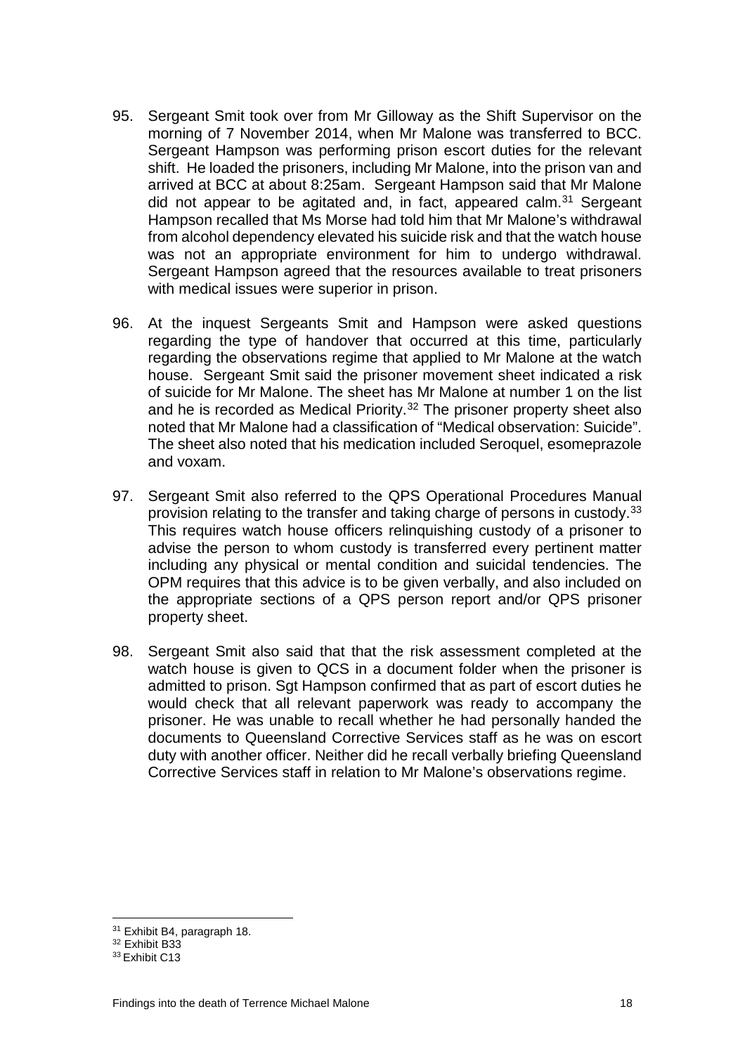95. Sergeant Smit took over from Mr Gilloway as the Shift Supervisor on the morning of 7 November 2014, when Mr Malone was transferred to BCC. Sergeant Hampson was performing prison escort duties for the relevant shift. He loaded the prisoners, including Mr Malone, into the prison van and arrived at BCC at about 8:25am. Sergeant Hampson said that Mr Malone did not appear to be agitated and, in fact, appeared calm.[31] Sergeant Hampson recalled that Ms Morse had told him that Mr Malone's withdrawal from alcohol dependency elevated his suicide risk and that the watch house was not an appropriate environment for him to undergo withdrawal. Sergeant Hampson agreed that the resources available to treat prisoners with medical issues were superior in prison.

96. At the inquest Sergeants Smit and Hampson were asked questions regarding the type of handover that occurred at this time, particularly regarding the observations regime that applied to Mr Malone at the watch house. Sergeant Smit said the prisoner movement sheet indicated a risk of suicide for Mr Malone. The sheet has Mr Malone at number 1 on the list and he is recorded as Medical Priority.[32] The prisoner property sheet also noted that Mr Malone had a classification of "Medical observation: Suicide". The sheet also noted that his medication included Seroquel, esomeprazole and voxam.

97. Sergeant Smit also referred to the QPS Operational Procedures Manual provision relating to the transfer and taking charge of persons in custody.[33] This requires watch house officers relinquishing custody of a prisoner to advise the person to whom custody is transferred every pertinent matter including any physical or mental condition and suicidal tendencies. The OPM requires that this advice is to be given verbally, and also included on the appropriate sections of a QPS person report and/or QPS prisoner property sheet.

98. Sergeant Smit also said that that the risk assessment completed at the watch house is given to QCS in a document folder when the prisoner is admitted to prison. Sgt Hampson confirmed that as part of escort duties he would check that all relevant paperwork was ready to accompany the prisoner. He was unable to recall whether he had personally handed the documents to Queensland Corrective Services staff as he was on escort duty with another officer. Neither did he recall verbally briefing Queensland Corrective Services staff in relation to Mr Malone's observations regime.

[31] Exhibit B4, paragraph 18.
[32] Exhibit B33
[33] Exhibit C13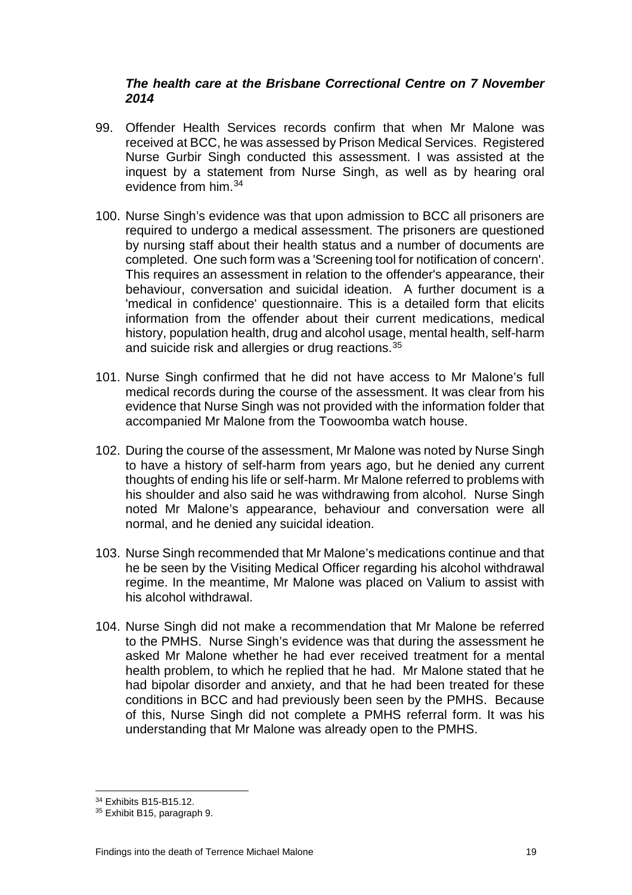***The health care at the Brisbane Correctional Centre on 7 November 2014***

99. Offender Health Services records confirm that when Mr Malone was received at BCC, he was assessed by Prison Medical Services. Registered Nurse Gurbir Singh conducted this assessment. I was assisted at the inquest by a statement from Nurse Singh, as well as by hearing oral evidence from him.[34]

100. Nurse Singh's evidence was that upon admission to BCC all prisoners are required to undergo a medical assessment. The prisoners are questioned by nursing staff about their health status and a number of documents are completed. One such form was a 'Screening tool for notification of concern'. This requires an assessment in relation to the offender's appearance, their behaviour, conversation and suicidal ideation. A further document is a 'medical in confidence' questionnaire. This is a detailed form that elicits information from the offender about their current medications, medical history, population health, drug and alcohol usage, mental health, self-harm and suicide risk and allergies or drug reactions.[35]

101. Nurse Singh confirmed that he did not have access to Mr Malone's full medical records during the course of the assessment. It was clear from his evidence that Nurse Singh was not provided with the information folder that accompanied Mr Malone from the Toowoomba watch house.

102. During the course of the assessment, Mr Malone was noted by Nurse Singh to have a history of self-harm from years ago, but he denied any current thoughts of ending his life or self-harm. Mr Malone referred to problems with his shoulder and also said he was withdrawing from alcohol. Nurse Singh noted Mr Malone's appearance, behaviour and conversation were all normal, and he denied any suicidal ideation.

103. Nurse Singh recommended that Mr Malone's medications continue and that he be seen by the Visiting Medical Officer regarding his alcohol withdrawal regime. In the meantime, Mr Malone was placed on Valium to assist with his alcohol withdrawal.

104. Nurse Singh did not make a recommendation that Mr Malone be referred to the PMHS. Nurse Singh's evidence was that during the assessment he asked Mr Malone whether he had ever received treatment for a mental health problem, to which he replied that he had. Mr Malone stated that he had bipolar disorder and anxiety, and that he had been treated for these conditions in BCC and had previously been seen by the PMHS. Because of this, Nurse Singh did not complete a PMHS referral form. It was his understanding that Mr Malone was already open to the PMHS.

---

[34] Exhibits B15-B15.12.

[35] Exhibit B15, paragraph 9.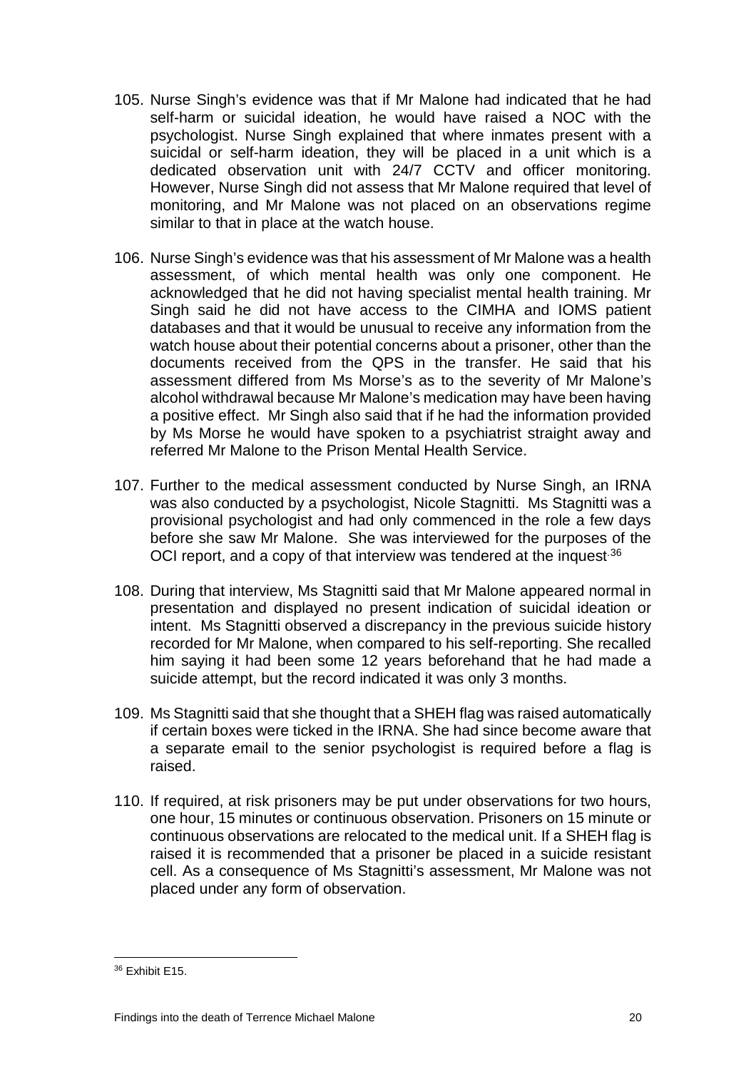105. Nurse Singh's evidence was that if Mr Malone had indicated that he had self-harm or suicidal ideation, he would have raised a NOC with the psychologist. Nurse Singh explained that where inmates present with a suicidal or self-harm ideation, they will be placed in a unit which is a dedicated observation unit with 24/7 CCTV and officer monitoring. However, Nurse Singh did not assess that Mr Malone required that level of monitoring, and Mr Malone was not placed on an observations regime similar to that in place at the watch house.

106. Nurse Singh's evidence was that his assessment of Mr Malone was a health assessment, of which mental health was only one component. He acknowledged that he did not having specialist mental health training. Mr Singh said he did not have access to the CIMHA and IOMS patient databases and that it would be unusual to receive any information from the watch house about their potential concerns about a prisoner, other than the documents received from the QPS in the transfer. He said that his assessment differed from Ms Morse's as to the severity of Mr Malone's alcohol withdrawal because Mr Malone's medication may have been having a positive effect. Mr Singh also said that if he had the information provided by Ms Morse he would have spoken to a psychiatrist straight away and referred Mr Malone to the Prison Mental Health Service.

107. Further to the medical assessment conducted by Nurse Singh, an IRNA was also conducted by a psychologist, Nicole Stagnitti. Ms Stagnitti was a provisional psychologist and had only commenced in the role a few days before she saw Mr Malone. She was interviewed for the purposes of the OCI report, and a copy of that interview was tendered at the inquest.[36]

108. During that interview, Ms Stagnitti said that Mr Malone appeared normal in presentation and displayed no present indication of suicidal ideation or intent. Ms Stagnitti observed a discrepancy in the previous suicide history recorded for Mr Malone, when compared to his self-reporting. She recalled him saying it had been some 12 years beforehand that he had made a suicide attempt, but the record indicated it was only 3 months.

109. Ms Stagnitti said that she thought that a SHEH flag was raised automatically if certain boxes were ticked in the IRNA. She had since become aware that a separate email to the senior psychologist is required before a flag is raised.

110. If required, at risk prisoners may be put under observations for two hours, one hour, 15 minutes or continuous observation. Prisoners on 15 minute or continuous observations are relocated to the medical unit. If a SHEH flag is raised it is recommended that a prisoner be placed in a suicide resistant cell. As a consequence of Ms Stagnitti's assessment, Mr Malone was not placed under any form of observation.

---

[36] Exhibit E15.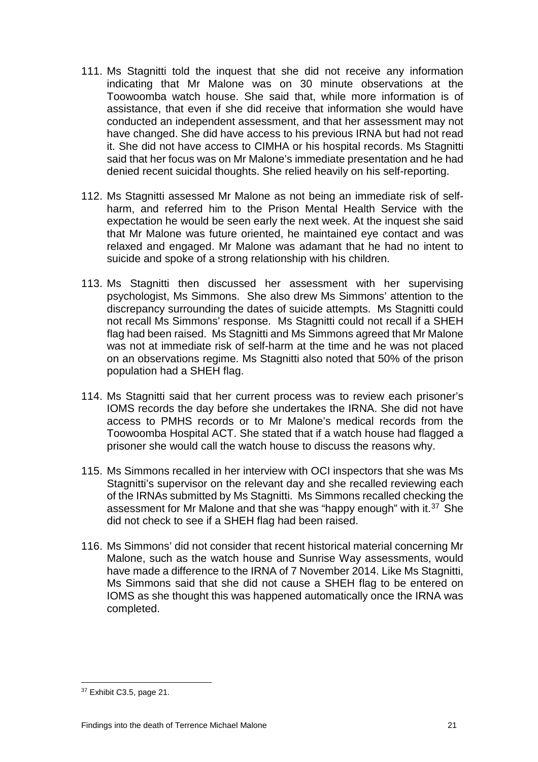111. Ms Stagnitti told the inquest that she did not receive any information indicating that Mr Malone was on 30 minute observations at the Toowoomba watch house. She said that, while more information is of assistance, that even if she did receive that information she would have conducted an independent assessment, and that her assessment may not have changed. She did have access to his previous IRNA but had not read it. She did not have access to CIMHA or his hospital records. Ms Stagnitti said that her focus was on Mr Malone's immediate presentation and he had denied recent suicidal thoughts. She relied heavily on his self-reporting.

112. Ms Stagnitti assessed Mr Malone as not being an immediate risk of self-harm, and referred him to the Prison Mental Health Service with the expectation he would be seen early the next week. At the inquest she said that Mr Malone was future oriented, he maintained eye contact and was relaxed and engaged. Mr Malone was adamant that he had no intent to suicide and spoke of a strong relationship with his children.

113. Ms Stagnitti then discussed her assessment with her supervising psychologist, Ms Simmons. She also drew Ms Simmons' attention to the discrepancy surrounding the dates of suicide attempts. Ms Stagnitti could not recall Ms Simmons' response. Ms Stagnitti could not recall if a SHEH flag had been raised. Ms Stagnitti and Ms Simmons agreed that Mr Malone was not at immediate risk of self-harm at the time and he was not placed on an observations regime. Ms Stagnitti also noted that 50% of the prison population had a SHEH flag.

114. Ms Stagnitti said that her current process was to review each prisoner's IOMS records the day before she undertakes the IRNA. She did not have access to PMHS records or to Mr Malone's medical records from the Toowoomba Hospital ACT. She stated that if a watch house had flagged a prisoner she would call the watch house to discuss the reasons why.

115. Ms Simmons recalled in her interview with OCI inspectors that she was Ms Stagnitti's supervisor on the relevant day and she recalled reviewing each of the IRNAs submitted by Ms Stagnitti. Ms Simmons recalled checking the assessment for Mr Malone and that she was "happy enough" with it.[37] She did not check to see if a SHEH flag had been raised.

116. Ms Simmons' did not consider that recent historical material concerning Mr Malone, such as the watch house and Sunrise Way assessments, would have made a difference to the IRNA of 7 November 2014. Like Ms Stagnitti, Ms Simmons said that she did not cause a SHEH flag to be entered on IOMS as she thought this was happened automatically once the IRNA was completed.

---

[37] Exhibit C3.5, page 21.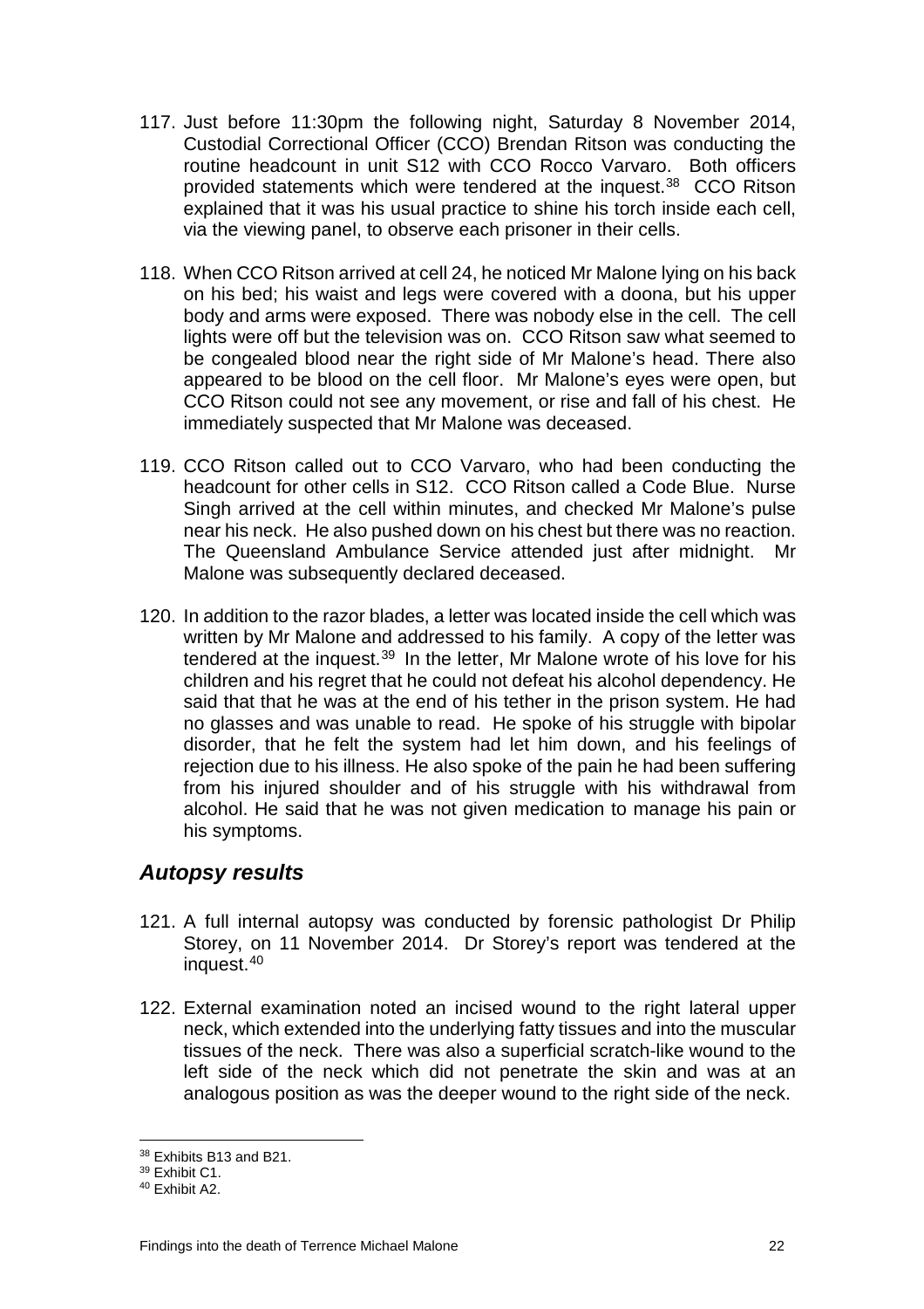117. Just before 11:30pm the following night, Saturday 8 November 2014, Custodial Correctional Officer (CCO) Brendan Ritson was conducting the routine headcount in unit S12 with CCO Rocco Varvaro. Both officers provided statements which were tendered at the inquest.[38] CCO Ritson explained that it was his usual practice to shine his torch inside each cell, via the viewing panel, to observe each prisoner in their cells.

118. When CCO Ritson arrived at cell 24, he noticed Mr Malone lying on his back on his bed; his waist and legs were covered with a doona, but his upper body and arms were exposed. There was nobody else in the cell. The cell lights were off but the television was on. CCO Ritson saw what seemed to be congealed blood near the right side of Mr Malone's head. There also appeared to be blood on the cell floor. Mr Malone's eyes were open, but CCO Ritson could not see any movement, or rise and fall of his chest. He immediately suspected that Mr Malone was deceased.

119. CCO Ritson called out to CCO Varvaro, who had been conducting the headcount for other cells in S12. CCO Ritson called a Code Blue. Nurse Singh arrived at the cell within minutes, and checked Mr Malone's pulse near his neck. He also pushed down on his chest but there was no reaction. The Queensland Ambulance Service attended just after midnight. Mr Malone was subsequently declared deceased.

120. In addition to the razor blades, a letter was located inside the cell which was written by Mr Malone and addressed to his family. A copy of the letter was tendered at the inquest.[39] In the letter, Mr Malone wrote of his love for his children and his regret that he could not defeat his alcohol dependency. He said that that he was at the end of his tether in the prison system. He had no glasses and was unable to read. He spoke of his struggle with bipolar disorder, that he felt the system had let him down, and his feelings of rejection due to his illness. He also spoke of the pain he had been suffering from his injured shoulder and of his struggle with his withdrawal from alcohol. He said that he was not given medication to manage his pain or his symptoms.

## *Autopsy results*

121. A full internal autopsy was conducted by forensic pathologist Dr Philip Storey, on 11 November 2014. Dr Storey's report was tendered at the inquest.[40]

122. External examination noted an incised wound to the right lateral upper neck, which extended into the underlying fatty tissues and into the muscular tissues of the neck. There was also a superficial scratch-like wound to the left side of the neck which did not penetrate the skin and was at an analogous position as was the deeper wound to the right side of the neck.

---

[38] Exhibits B13 and B21.

[39] Exhibit C1.

[40] Exhibit A2.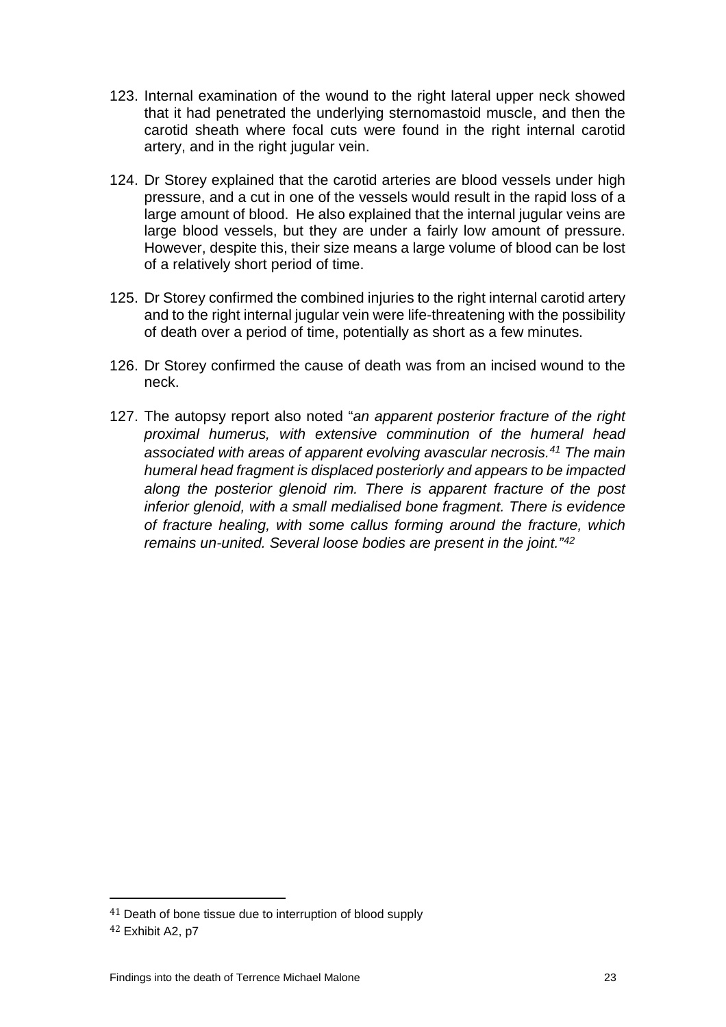123. Internal examination of the wound to the right lateral upper neck showed that it had penetrated the underlying sternomastoid muscle, and then the carotid sheath where focal cuts were found in the right internal carotid artery, and in the right jugular vein.

124. Dr Storey explained that the carotid arteries are blood vessels under high pressure, and a cut in one of the vessels would result in the rapid loss of a large amount of blood. He also explained that the internal jugular veins are large blood vessels, but they are under a fairly low amount of pressure. However, despite this, their size means a large volume of blood can be lost of a relatively short period of time.

125. Dr Storey confirmed the combined injuries to the right internal carotid artery and to the right internal jugular vein were life-threatening with the possibility of death over a period of time, potentially as short as a few minutes.

126. Dr Storey confirmed the cause of death was from an incised wound to the neck.

127. The autopsy report also noted "*an apparent posterior fracture of the right proximal humerus, with extensive comminution of the humeral head associated with areas of apparent evolving avascular necrosis.*[41] *The main humeral head fragment is displaced posteriorly and appears to be impacted along the posterior glenoid rim. There is apparent fracture of the post inferior glenoid, with a small medialised bone fragment. There is evidence of fracture healing, with some callus forming around the fracture, which remains un-united. Several loose bodies are present in the joint.*"[42]

---

[41] Death of bone tissue due to interruption of blood supply

[42] Exhibit A2, p7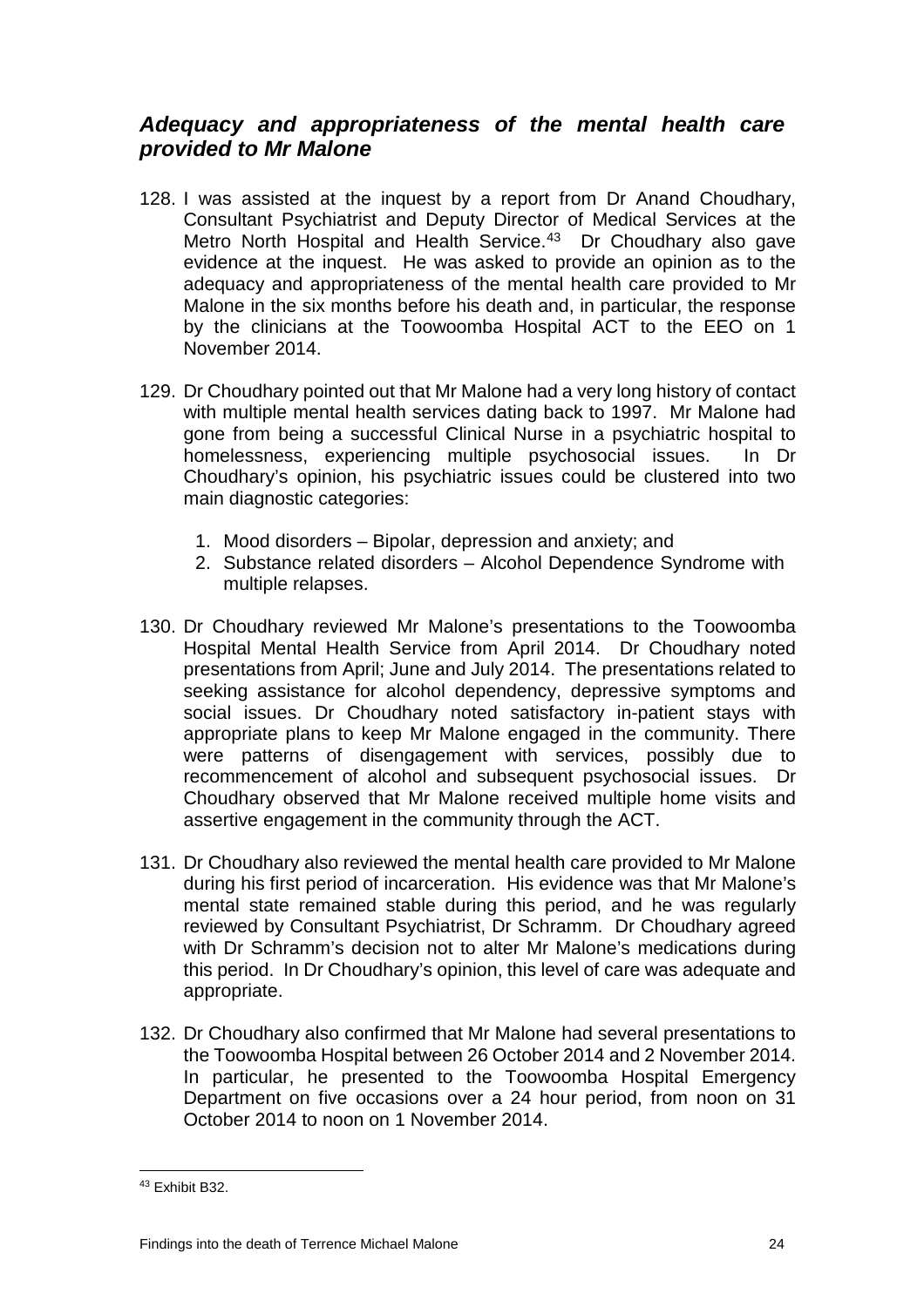## *Adequacy and appropriateness of the mental health care provided to Mr Malone*

128. I was assisted at the inquest by a report from Dr Anand Choudhary, Consultant Psychiatrist and Deputy Director of Medical Services at the Metro North Hospital and Health Service.[43] Dr Choudhary also gave evidence at the inquest. He was asked to provide an opinion as to the adequacy and appropriateness of the mental health care provided to Mr Malone in the six months before his death and, in particular, the response by the clinicians at the Toowoomba Hospital ACT to the EEO on 1 November 2014.

129. Dr Choudhary pointed out that Mr Malone had a very long history of contact with multiple mental health services dating back to 1997. Mr Malone had gone from being a successful Clinical Nurse in a psychiatric hospital to homelessness, experiencing multiple psychosocial issues. In Dr Choudhary's opinion, his psychiatric issues could be clustered into two main diagnostic categories:

    1. Mood disorders – Bipolar, depression and anxiety; and
    2. Substance related disorders – Alcohol Dependence Syndrome with multiple relapses.

130. Dr Choudhary reviewed Mr Malone's presentations to the Toowoomba Hospital Mental Health Service from April 2014. Dr Choudhary noted presentations from April; June and July 2014. The presentations related to seeking assistance for alcohol dependency, depressive symptoms and social issues. Dr Choudhary noted satisfactory in-patient stays with appropriate plans to keep Mr Malone engaged in the community. There were patterns of disengagement with services, possibly due to recommencement of alcohol and subsequent psychosocial issues. Dr Choudhary observed that Mr Malone received multiple home visits and assertive engagement in the community through the ACT.

131. Dr Choudhary also reviewed the mental health care provided to Mr Malone during his first period of incarceration. His evidence was that Mr Malone's mental state remained stable during this period, and he was regularly reviewed by Consultant Psychiatrist, Dr Schramm. Dr Choudhary agreed with Dr Schramm's decision not to alter Mr Malone's medications during this period. In Dr Choudhary's opinion, this level of care was adequate and appropriate.

132. Dr Choudhary also confirmed that Mr Malone had several presentations to the Toowoomba Hospital between 26 October 2014 and 2 November 2014. In particular, he presented to the Toowoomba Hospital Emergency Department on five occasions over a 24 hour period, from noon on 31 October 2014 to noon on 1 November 2014.

---

[43] Exhibit B32.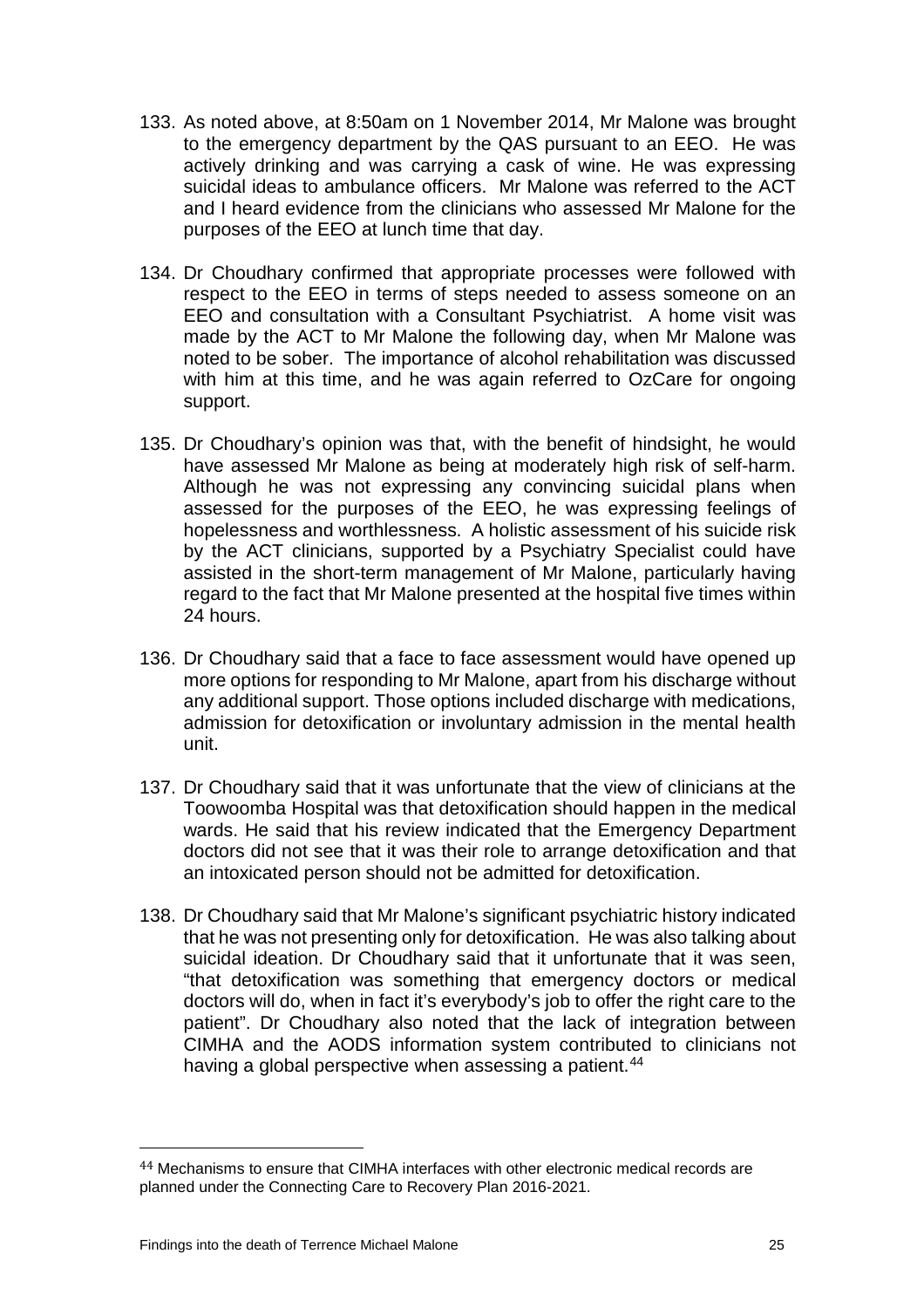133. As noted above, at 8:50am on 1 November 2014, Mr Malone was brought to the emergency department by the QAS pursuant to an EEO. He was actively drinking and was carrying a cask of wine. He was expressing suicidal ideas to ambulance officers. Mr Malone was referred to the ACT and I heard evidence from the clinicians who assessed Mr Malone for the purposes of the EEO at lunch time that day.

134. Dr Choudhary confirmed that appropriate processes were followed with respect to the EEO in terms of steps needed to assess someone on an EEO and consultation with a Consultant Psychiatrist. A home visit was made by the ACT to Mr Malone the following day, when Mr Malone was noted to be sober. The importance of alcohol rehabilitation was discussed with him at this time, and he was again referred to OzCare for ongoing support.

135. Dr Choudhary's opinion was that, with the benefit of hindsight, he would have assessed Mr Malone as being at moderately high risk of self-harm. Although he was not expressing any convincing suicidal plans when assessed for the purposes of the EEO, he was expressing feelings of hopelessness and worthlessness. A holistic assessment of his suicide risk by the ACT clinicians, supported by a Psychiatry Specialist could have assisted in the short-term management of Mr Malone, particularly having regard to the fact that Mr Malone presented at the hospital five times within 24 hours.

136. Dr Choudhary said that a face to face assessment would have opened up more options for responding to Mr Malone, apart from his discharge without any additional support. Those options included discharge with medications, admission for detoxification or involuntary admission in the mental health unit.

137. Dr Choudhary said that it was unfortunate that the view of clinicians at the Toowoomba Hospital was that detoxification should happen in the medical wards. He said that his review indicated that the Emergency Department doctors did not see that it was their role to arrange detoxification and that an intoxicated person should not be admitted for detoxification.

138. Dr Choudhary said that Mr Malone's significant psychiatric history indicated that he was not presenting only for detoxification. He was also talking about suicidal ideation. Dr Choudhary said that it unfortunate that it was seen, "that detoxification was something that emergency doctors or medical doctors will do, when in fact it's everybody's job to offer the right care to the patient". Dr Choudhary also noted that the lack of integration between CIMHA and the AODS information system contributed to clinicians not having a global perspective when assessing a patient.[44]

---

[44] Mechanisms to ensure that CIMHA interfaces with other electronic medical records are planned under the Connecting Care to Recovery Plan 2016-2021.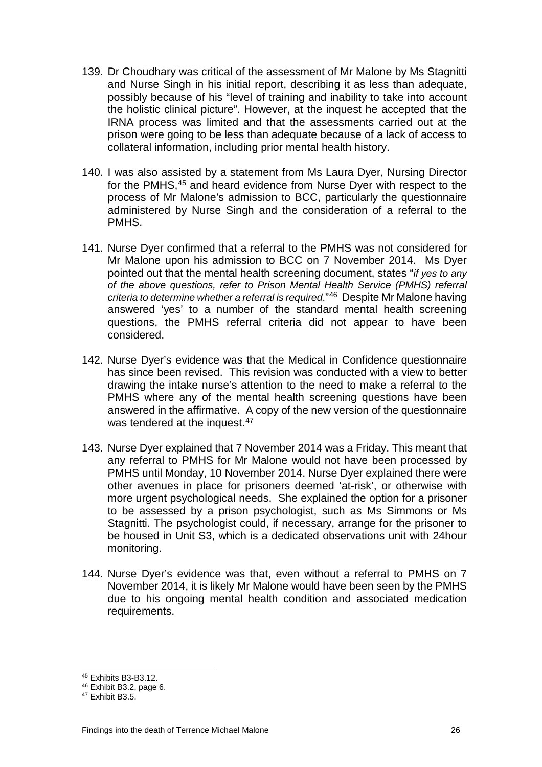139. Dr Choudhary was critical of the assessment of Mr Malone by Ms Stagnitti and Nurse Singh in his initial report, describing it as less than adequate, possibly because of his "level of training and inability to take into account the holistic clinical picture". However, at the inquest he accepted that the IRNA process was limited and that the assessments carried out at the prison were going to be less than adequate because of a lack of access to collateral information, including prior mental health history.

140. I was also assisted by a statement from Ms Laura Dyer, Nursing Director for the PMHS,[45] and heard evidence from Nurse Dyer with respect to the process of Mr Malone's admission to BCC, particularly the questionnaire administered by Nurse Singh and the consideration of a referral to the PMHS.

141. Nurse Dyer confirmed that a referral to the PMHS was not considered for Mr Malone upon his admission to BCC on 7 November 2014. Ms Dyer pointed out that the mental health screening document, states "*if yes to any of the above questions, refer to Prison Mental Health Service (PMHS) referral criteria to determine whether a referral is required*."[46] Despite Mr Malone having answered 'yes' to a number of the standard mental health screening questions, the PMHS referral criteria did not appear to have been considered.

142. Nurse Dyer's evidence was that the Medical in Confidence questionnaire has since been revised. This revision was conducted with a view to better drawing the intake nurse's attention to the need to make a referral to the PMHS where any of the mental health screening questions have been answered in the affirmative. A copy of the new version of the questionnaire was tendered at the inquest.[47]

143. Nurse Dyer explained that 7 November 2014 was a Friday. This meant that any referral to PMHS for Mr Malone would not have been processed by PMHS until Monday, 10 November 2014. Nurse Dyer explained there were other avenues in place for prisoners deemed 'at-risk', or otherwise with more urgent psychological needs. She explained the option for a prisoner to be assessed by a prison psychologist, such as Ms Simmons or Ms Stagnitti. The psychologist could, if necessary, arrange for the prisoner to be housed in Unit S3, which is a dedicated observations unit with 24hour monitoring.

144. Nurse Dyer's evidence was that, even without a referral to PMHS on 7 November 2014, it is likely Mr Malone would have been seen by the PMHS due to his ongoing mental health condition and associated medication requirements.

---

[45] Exhibits B3-B3.12.

[46] Exhibit B3.2, page 6.

[47] Exhibit B3.5.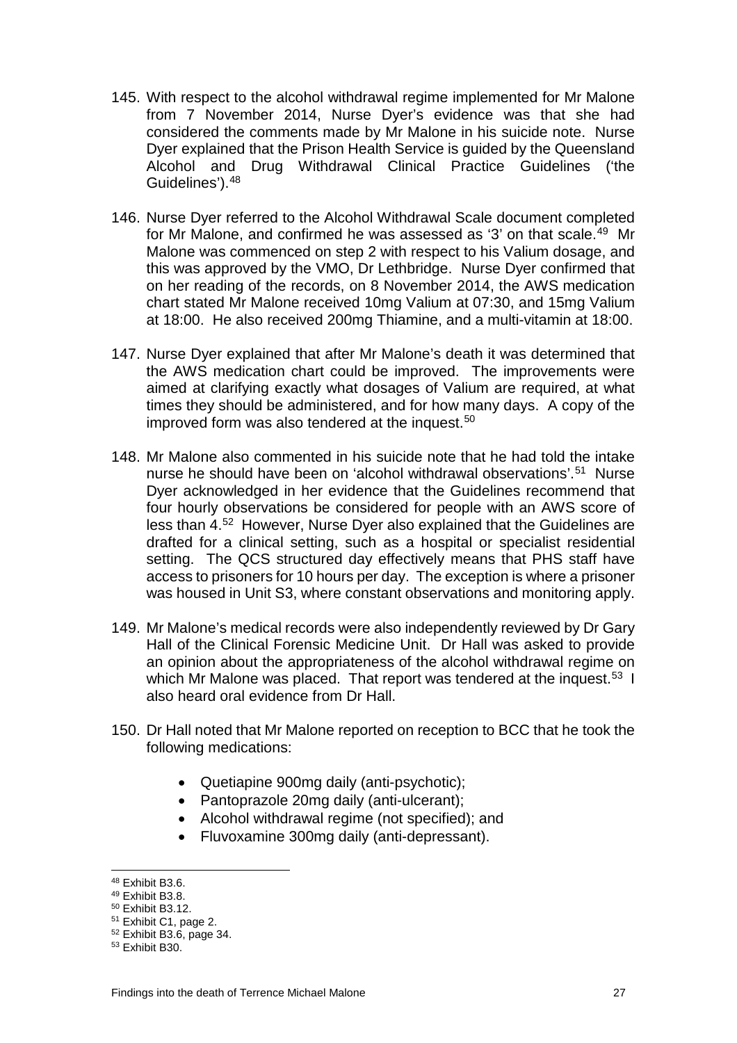145. With respect to the alcohol withdrawal regime implemented for Mr Malone from 7 November 2014, Nurse Dyer's evidence was that she had considered the comments made by Mr Malone in his suicide note. Nurse Dyer explained that the Prison Health Service is guided by the Queensland Alcohol and Drug Withdrawal Clinical Practice Guidelines ('the Guidelines').[48]

146. Nurse Dyer referred to the Alcohol Withdrawal Scale document completed for Mr Malone, and confirmed he was assessed as '3' on that scale.[49] Mr Malone was commenced on step 2 with respect to his Valium dosage, and this was approved by the VMO, Dr Lethbridge. Nurse Dyer confirmed that on her reading of the records, on 8 November 2014, the AWS medication chart stated Mr Malone received 10mg Valium at 07:30, and 15mg Valium at 18:00. He also received 200mg Thiamine, and a multi-vitamin at 18:00.

147. Nurse Dyer explained that after Mr Malone's death it was determined that the AWS medication chart could be improved. The improvements were aimed at clarifying exactly what dosages of Valium are required, at what times they should be administered, and for how many days. A copy of the improved form was also tendered at the inquest.[50]

148. Mr Malone also commented in his suicide note that he had told the intake nurse he should have been on 'alcohol withdrawal observations'.[51] Nurse Dyer acknowledged in her evidence that the Guidelines recommend that four hourly observations be considered for people with an AWS score of less than 4.[52] However, Nurse Dyer also explained that the Guidelines are drafted for a clinical setting, such as a hospital or specialist residential setting. The QCS structured day effectively means that PHS staff have access to prisoners for 10 hours per day. The exception is where a prisoner was housed in Unit S3, where constant observations and monitoring apply.

149. Mr Malone's medical records were also independently reviewed by Dr Gary Hall of the Clinical Forensic Medicine Unit. Dr Hall was asked to provide an opinion about the appropriateness of the alcohol withdrawal regime on which Mr Malone was placed. That report was tendered at the inquest.[53] I also heard oral evidence from Dr Hall.

150. Dr Hall noted that Mr Malone reported on reception to BCC that he took the following medications:

    - Quetiapine 900mg daily (anti-psychotic);
    - Pantoprazole 20mg daily (anti-ulcerant);
    - Alcohol withdrawal regime (not specified); and
    - Fluvoxamine 300mg daily (anti-depressant).

[48] Exhibit B3.6.
[49] Exhibit B3.8.
[50] Exhibit B3.12.
[51] Exhibit C1, page 2.
[52] Exhibit B3.6, page 34.
[53] Exhibit B30.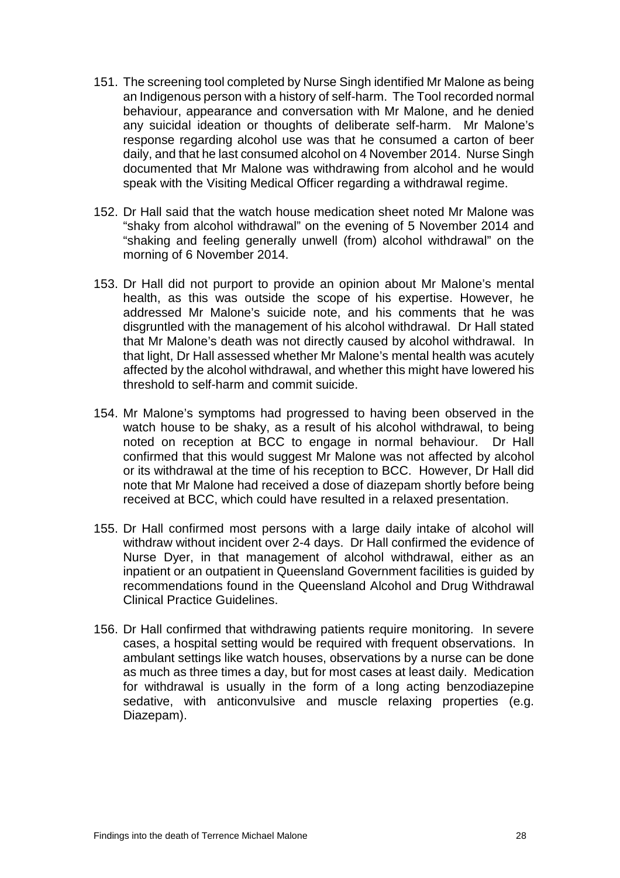151. The screening tool completed by Nurse Singh identified Mr Malone as being an Indigenous person with a history of self-harm. The Tool recorded normal behaviour, appearance and conversation with Mr Malone, and he denied any suicidal ideation or thoughts of deliberate self-harm. Mr Malone's response regarding alcohol use was that he consumed a carton of beer daily, and that he last consumed alcohol on 4 November 2014. Nurse Singh documented that Mr Malone was withdrawing from alcohol and he would speak with the Visiting Medical Officer regarding a withdrawal regime.

152. Dr Hall said that the watch house medication sheet noted Mr Malone was "shaky from alcohol withdrawal" on the evening of 5 November 2014 and "shaking and feeling generally unwell (from) alcohol withdrawal" on the morning of 6 November 2014.

153. Dr Hall did not purport to provide an opinion about Mr Malone's mental health, as this was outside the scope of his expertise. However, he addressed Mr Malone's suicide note, and his comments that he was disgruntled with the management of his alcohol withdrawal. Dr Hall stated that Mr Malone's death was not directly caused by alcohol withdrawal. In that light, Dr Hall assessed whether Mr Malone's mental health was acutely affected by the alcohol withdrawal, and whether this might have lowered his threshold to self-harm and commit suicide.

154. Mr Malone's symptoms had progressed to having been observed in the watch house to be shaky, as a result of his alcohol withdrawal, to being noted on reception at BCC to engage in normal behaviour. Dr Hall confirmed that this would suggest Mr Malone was not affected by alcohol or its withdrawal at the time of his reception to BCC. However, Dr Hall did note that Mr Malone had received a dose of diazepam shortly before being received at BCC, which could have resulted in a relaxed presentation.

155. Dr Hall confirmed most persons with a large daily intake of alcohol will withdraw without incident over 2-4 days. Dr Hall confirmed the evidence of Nurse Dyer, in that management of alcohol withdrawal, either as an inpatient or an outpatient in Queensland Government facilities is guided by recommendations found in the Queensland Alcohol and Drug Withdrawal Clinical Practice Guidelines.

156. Dr Hall confirmed that withdrawing patients require monitoring. In severe cases, a hospital setting would be required with frequent observations. In ambulant settings like watch houses, observations by a nurse can be done as much as three times a day, but for most cases at least daily. Medication for withdrawal is usually in the form of a long acting benzodiazepine sedative, with anticonvulsive and muscle relaxing properties (e.g. Diazepam).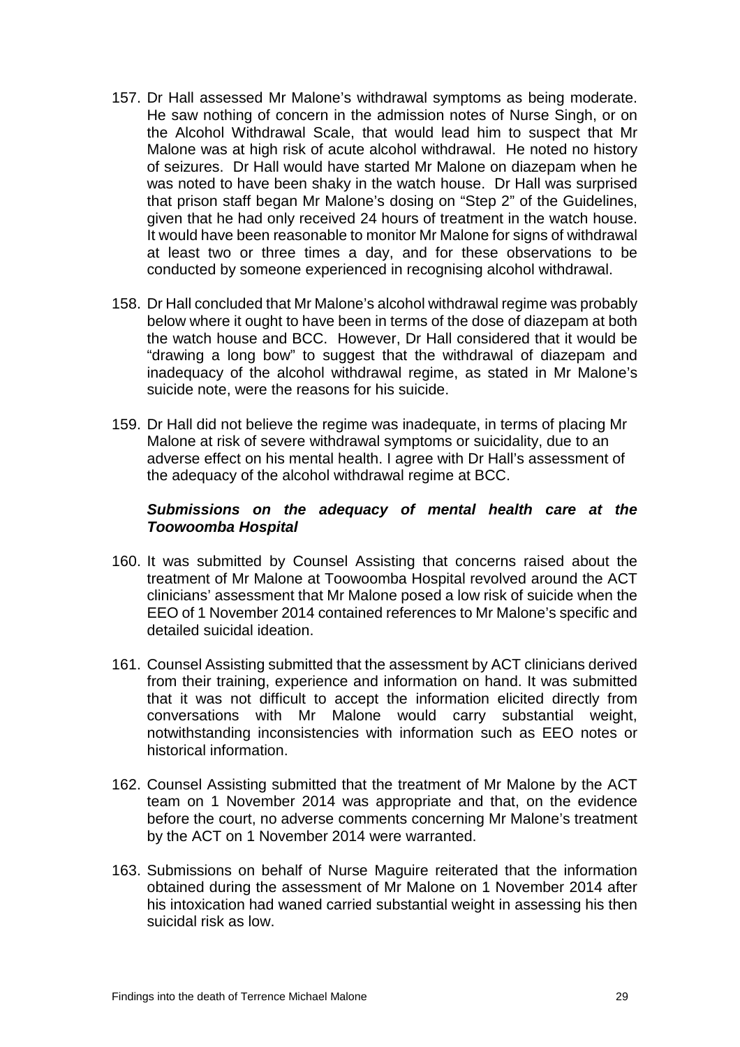157. Dr Hall assessed Mr Malone's withdrawal symptoms as being moderate. He saw nothing of concern in the admission notes of Nurse Singh, or on the Alcohol Withdrawal Scale, that would lead him to suspect that Mr Malone was at high risk of acute alcohol withdrawal. He noted no history of seizures. Dr Hall would have started Mr Malone on diazepam when he was noted to have been shaky in the watch house. Dr Hall was surprised that prison staff began Mr Malone's dosing on "Step 2" of the Guidelines, given that he had only received 24 hours of treatment in the watch house. It would have been reasonable to monitor Mr Malone for signs of withdrawal at least two or three times a day, and for these observations to be conducted by someone experienced in recognising alcohol withdrawal.

158. Dr Hall concluded that Mr Malone's alcohol withdrawal regime was probably below where it ought to have been in terms of the dose of diazepam at both the watch house and BCC. However, Dr Hall considered that it would be "drawing a long bow" to suggest that the withdrawal of diazepam and inadequacy of the alcohol withdrawal regime, as stated in Mr Malone's suicide note, were the reasons for his suicide.

159. Dr Hall did not believe the regime was inadequate, in terms of placing Mr Malone at risk of severe withdrawal symptoms or suicidality, due to an adverse effect on his mental health. I agree with Dr Hall's assessment of the adequacy of the alcohol withdrawal regime at BCC.

### *Submissions on the adequacy of mental health care at the Toowoomba Hospital*

160. It was submitted by Counsel Assisting that concerns raised about the treatment of Mr Malone at Toowoomba Hospital revolved around the ACT clinicians' assessment that Mr Malone posed a low risk of suicide when the EEO of 1 November 2014 contained references to Mr Malone's specific and detailed suicidal ideation.

161. Counsel Assisting submitted that the assessment by ACT clinicians derived from their training, experience and information on hand. It was submitted that it was not difficult to accept the information elicited directly from conversations with Mr Malone would carry substantial weight, notwithstanding inconsistencies with information such as EEO notes or historical information.

162. Counsel Assisting submitted that the treatment of Mr Malone by the ACT team on 1 November 2014 was appropriate and that, on the evidence before the court, no adverse comments concerning Mr Malone's treatment by the ACT on 1 November 2014 were warranted.

163. Submissions on behalf of Nurse Maguire reiterated that the information obtained during the assessment of Mr Malone on 1 November 2014 after his intoxication had waned carried substantial weight in assessing his then suicidal risk as low.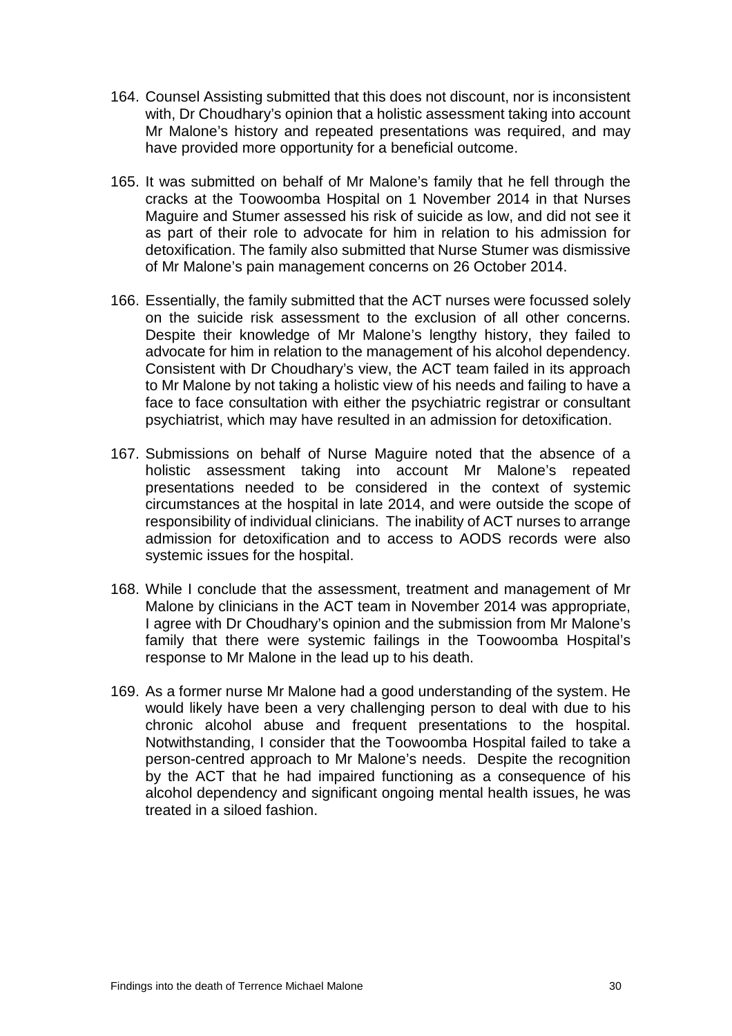164. Counsel Assisting submitted that this does not discount, nor is inconsistent with, Dr Choudhary's opinion that a holistic assessment taking into account Mr Malone's history and repeated presentations was required, and may have provided more opportunity for a beneficial outcome.

165. It was submitted on behalf of Mr Malone's family that he fell through the cracks at the Toowoomba Hospital on 1 November 2014 in that Nurses Maguire and Stumer assessed his risk of suicide as low, and did not see it as part of their role to advocate for him in relation to his admission for detoxification. The family also submitted that Nurse Stumer was dismissive of Mr Malone's pain management concerns on 26 October 2014.

166. Essentially, the family submitted that the ACT nurses were focussed solely on the suicide risk assessment to the exclusion of all other concerns. Despite their knowledge of Mr Malone's lengthy history, they failed to advocate for him in relation to the management of his alcohol dependency. Consistent with Dr Choudhary's view, the ACT team failed in its approach to Mr Malone by not taking a holistic view of his needs and failing to have a face to face consultation with either the psychiatric registrar or consultant psychiatrist, which may have resulted in an admission for detoxification.

167. Submissions on behalf of Nurse Maguire noted that the absence of a holistic assessment taking into account Mr Malone's repeated presentations needed to be considered in the context of systemic circumstances at the hospital in late 2014, and were outside the scope of responsibility of individual clinicians. The inability of ACT nurses to arrange admission for detoxification and to access to AODS records were also systemic issues for the hospital.

168. While I conclude that the assessment, treatment and management of Mr Malone by clinicians in the ACT team in November 2014 was appropriate, I agree with Dr Choudhary's opinion and the submission from Mr Malone's family that there were systemic failings in the Toowoomba Hospital's response to Mr Malone in the lead up to his death.

169. As a former nurse Mr Malone had a good understanding of the system. He would likely have been a very challenging person to deal with due to his chronic alcohol abuse and frequent presentations to the hospital. Notwithstanding, I consider that the Toowoomba Hospital failed to take a person-centred approach to Mr Malone's needs. Despite the recognition by the ACT that he had impaired functioning as a consequence of his alcohol dependency and significant ongoing mental health issues, he was treated in a siloed fashion.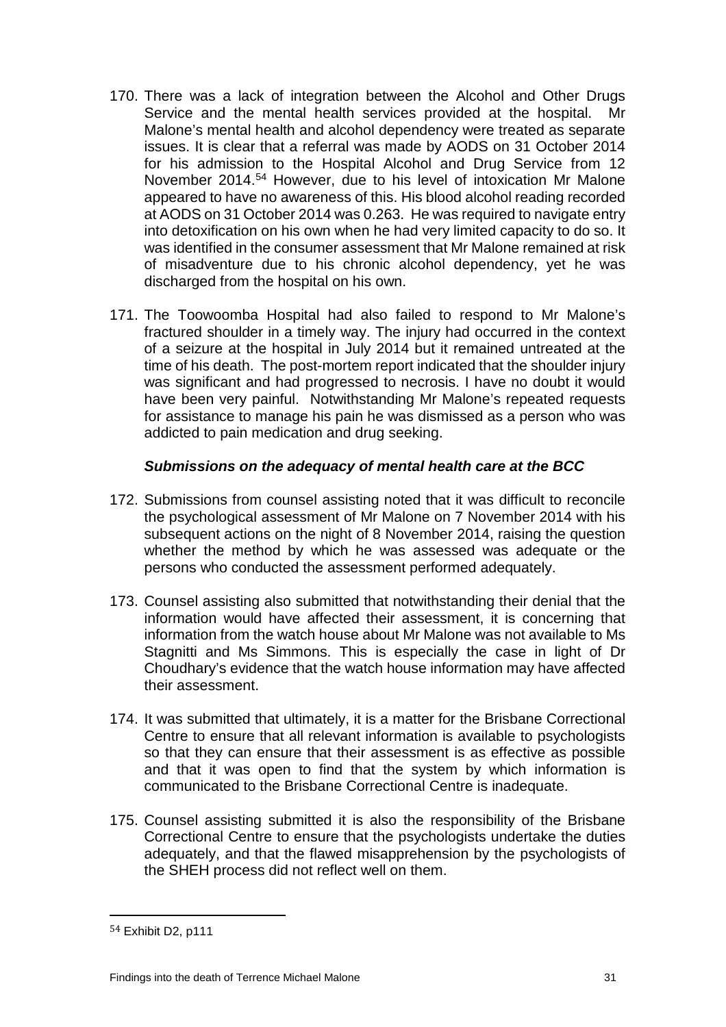170. There was a lack of integration between the Alcohol and Other Drugs Service and the mental health services provided at the hospital. Mr Malone's mental health and alcohol dependency were treated as separate issues. It is clear that a referral was made by AODS on 31 October 2014 for his admission to the Hospital Alcohol and Drug Service from 12 November 2014.[54] However, due to his level of intoxication Mr Malone appeared to have no awareness of this. His blood alcohol reading recorded at AODS on 31 October 2014 was 0.263. He was required to navigate entry into detoxification on his own when he had very limited capacity to do so. It was identified in the consumer assessment that Mr Malone remained at risk of misadventure due to his chronic alcohol dependency, yet he was discharged from the hospital on his own.

171. The Toowoomba Hospital had also failed to respond to Mr Malone's fractured shoulder in a timely way. The injury had occurred in the context of a seizure at the hospital in July 2014 but it remained untreated at the time of his death. The post-mortem report indicated that the shoulder injury was significant and had progressed to necrosis. I have no doubt it would have been very painful. Notwithstanding Mr Malone's repeated requests for assistance to manage his pain he was dismissed as a person who was addicted to pain medication and drug seeking.

### *Submissions on the adequacy of mental health care at the BCC*

172. Submissions from counsel assisting noted that it was difficult to reconcile the psychological assessment of Mr Malone on 7 November 2014 with his subsequent actions on the night of 8 November 2014, raising the question whether the method by which he was assessed was adequate or the persons who conducted the assessment performed adequately.

173. Counsel assisting also submitted that notwithstanding their denial that the information would have affected their assessment, it is concerning that information from the watch house about Mr Malone was not available to Ms Stagnitti and Ms Simmons. This is especially the case in light of Dr Choudhary's evidence that the watch house information may have affected their assessment.

174. It was submitted that ultimately, it is a matter for the Brisbane Correctional Centre to ensure that all relevant information is available to psychologists so that they can ensure that their assessment is as effective as possible and that it was open to find that the system by which information is communicated to the Brisbane Correctional Centre is inadequate.

175. Counsel assisting submitted it is also the responsibility of the Brisbane Correctional Centre to ensure that the psychologists undertake the duties adequately, and that the flawed misapprehension by the psychologists of the SHEH process did not reflect well on them.

---

[54] Exhibit D2, p111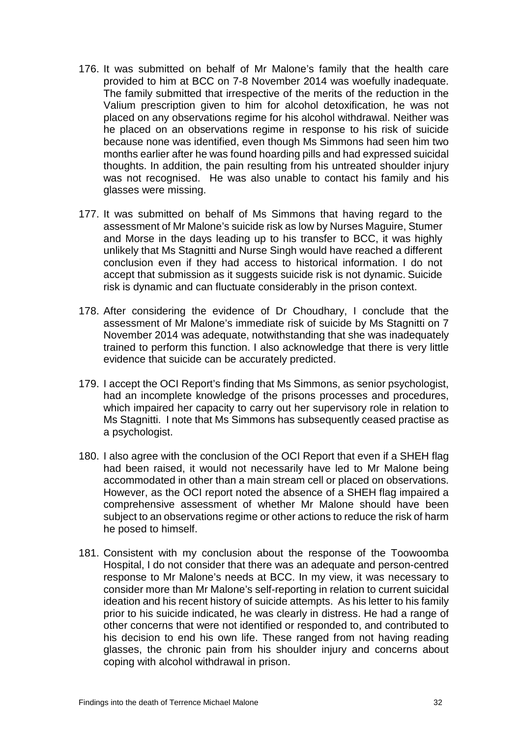176. It was submitted on behalf of Mr Malone's family that the health care provided to him at BCC on 7-8 November 2014 was woefully inadequate. The family submitted that irrespective of the merits of the reduction in the Valium prescription given to him for alcohol detoxification, he was not placed on any observations regime for his alcohol withdrawal. Neither was he placed on an observations regime in response to his risk of suicide because none was identified, even though Ms Simmons had seen him two months earlier after he was found hoarding pills and had expressed suicidal thoughts. In addition, the pain resulting from his untreated shoulder injury was not recognised. He was also unable to contact his family and his glasses were missing.

177. It was submitted on behalf of Ms Simmons that having regard to the assessment of Mr Malone's suicide risk as low by Nurses Maguire, Stumer and Morse in the days leading up to his transfer to BCC, it was highly unlikely that Ms Stagnitti and Nurse Singh would have reached a different conclusion even if they had access to historical information. I do not accept that submission as it suggests suicide risk is not dynamic. Suicide risk is dynamic and can fluctuate considerably in the prison context.

178. After considering the evidence of Dr Choudhary, I conclude that the assessment of Mr Malone's immediate risk of suicide by Ms Stagnitti on 7 November 2014 was adequate, notwithstanding that she was inadequately trained to perform this function. I also acknowledge that there is very little evidence that suicide can be accurately predicted.

179. I accept the OCI Report's finding that Ms Simmons, as senior psychologist, had an incomplete knowledge of the prisons processes and procedures, which impaired her capacity to carry out her supervisory role in relation to Ms Stagnitti. I note that Ms Simmons has subsequently ceased practise as a psychologist.

180. I also agree with the conclusion of the OCI Report that even if a SHEH flag had been raised, it would not necessarily have led to Mr Malone being accommodated in other than a main stream cell or placed on observations. However, as the OCI report noted the absence of a SHEH flag impaired a comprehensive assessment of whether Mr Malone should have been subject to an observations regime or other actions to reduce the risk of harm he posed to himself.

181. Consistent with my conclusion about the response of the Toowoomba Hospital, I do not consider that there was an adequate and person-centred response to Mr Malone's needs at BCC. In my view, it was necessary to consider more than Mr Malone's self-reporting in relation to current suicidal ideation and his recent history of suicide attempts. As his letter to his family prior to his suicide indicated, he was clearly in distress. He had a range of other concerns that were not identified or responded to, and contributed to his decision to end his own life. These ranged from not having reading glasses, the chronic pain from his shoulder injury and concerns about coping with alcohol withdrawal in prison.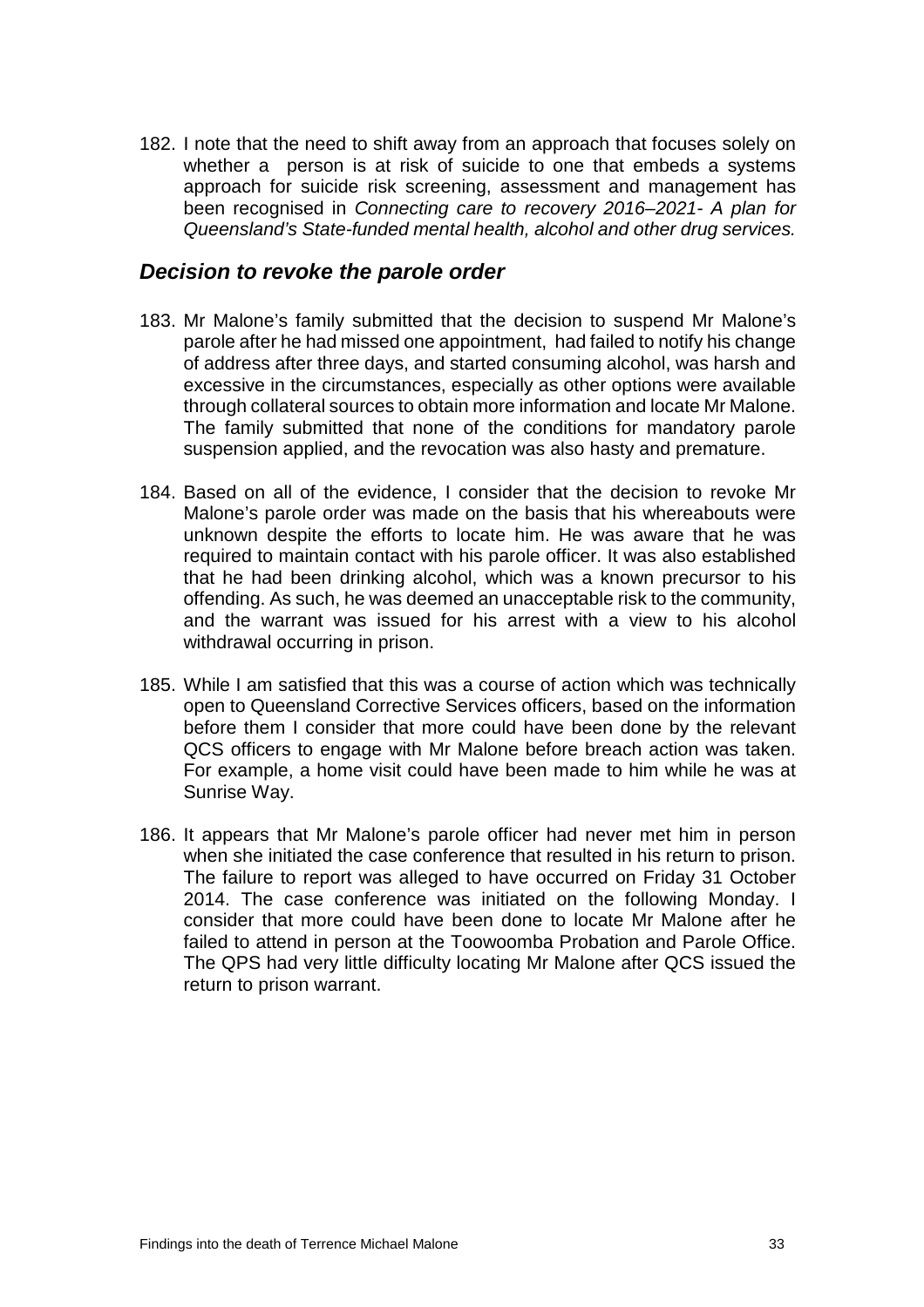182. I note that the need to shift away from an approach that focuses solely on whether a person is at risk of suicide to one that embeds a systems approach for suicide risk screening, assessment and management has been recognised in *Connecting care to recovery 2016–2021- A plan for Queensland's State-funded mental health, alcohol and other drug services.*

## *Decision to revoke the parole order*

183. Mr Malone's family submitted that the decision to suspend Mr Malone's parole after he had missed one appointment, had failed to notify his change of address after three days, and started consuming alcohol, was harsh and excessive in the circumstances, especially as other options were available through collateral sources to obtain more information and locate Mr Malone. The family submitted that none of the conditions for mandatory parole suspension applied, and the revocation was also hasty and premature.

184. Based on all of the evidence, I consider that the decision to revoke Mr Malone's parole order was made on the basis that his whereabouts were unknown despite the efforts to locate him. He was aware that he was required to maintain contact with his parole officer. It was also established that he had been drinking alcohol, which was a known precursor to his offending. As such, he was deemed an unacceptable risk to the community, and the warrant was issued for his arrest with a view to his alcohol withdrawal occurring in prison.

185. While I am satisfied that this was a course of action which was technically open to Queensland Corrective Services officers, based on the information before them I consider that more could have been done by the relevant QCS officers to engage with Mr Malone before breach action was taken. For example, a home visit could have been made to him while he was at Sunrise Way.

186. It appears that Mr Malone's parole officer had never met him in person when she initiated the case conference that resulted in his return to prison. The failure to report was alleged to have occurred on Friday 31 October 2014. The case conference was initiated on the following Monday. I consider that more could have been done to locate Mr Malone after he failed to attend in person at the Toowoomba Probation and Parole Office. The QPS had very little difficulty locating Mr Malone after QCS issued the return to prison warrant.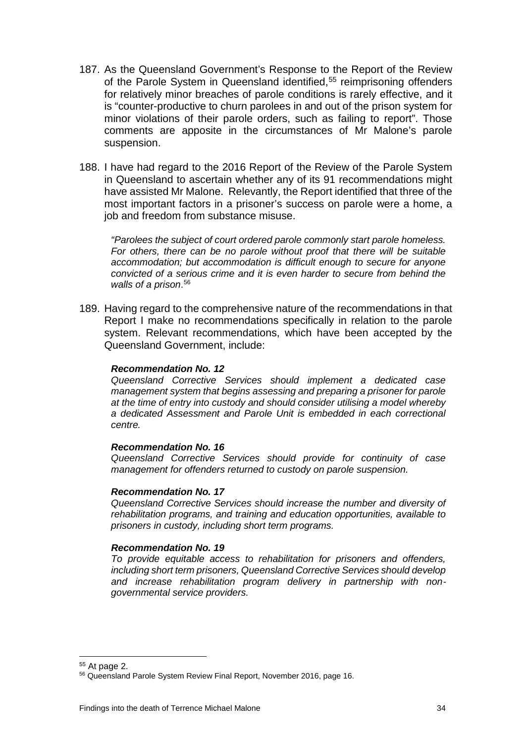187. As the Queensland Government's Response to the Report of the Review of the Parole System in Queensland identified,[55] reimprisoning offenders for relatively minor breaches of parole conditions is rarely effective, and it is "counter-productive to churn parolees in and out of the prison system for minor violations of their parole orders, such as failing to report". Those comments are apposite in the circumstances of Mr Malone's parole suspension.

188. I have had regard to the 2016 Report of the Review of the Parole System in Queensland to ascertain whether any of its 91 recommendations might have assisted Mr Malone. Relevantly, the Report identified that three of the most important factors in a prisoner's success on parole were a home, a job and freedom from substance misuse.

> *"Parolees the subject of court ordered parole commonly start parole homeless. For others, there can be no parole without proof that there will be suitable accommodation; but accommodation is difficult enough to secure for anyone convicted of a serious crime and it is even harder to secure from behind the walls of a prison*.[56]

189. Having regard to the comprehensive nature of the recommendations in that Report I make no recommendations specifically in relation to the parole system. Relevant recommendations, which have been accepted by the Queensland Government, include:

> ***Recommendation No. 12***
> *Queensland Corrective Services should implement a dedicated case management system that begins assessing and preparing a prisoner for parole at the time of entry into custody and should consider utilising a model whereby a dedicated Assessment and Parole Unit is embedded in each correctional centre.*
>
> ***Recommendation No. 16***
> *Queensland Corrective Services should provide for continuity of case management for offenders returned to custody on parole suspension.*
>
> ***Recommendation No. 17***
> *Queensland Corrective Services should increase the number and diversity of rehabilitation programs, and training and education opportunities, available to prisoners in custody, including short term programs.*
>
> ***Recommendation No. 19***
> *To provide equitable access to rehabilitation for prisoners and offenders, including short term prisoners, Queensland Corrective Services should develop and increase rehabilitation program delivery in partnership with non-governmental service providers.*

---

[55] At page 2.

[56] Queensland Parole System Review Final Report, November 2016, page 16.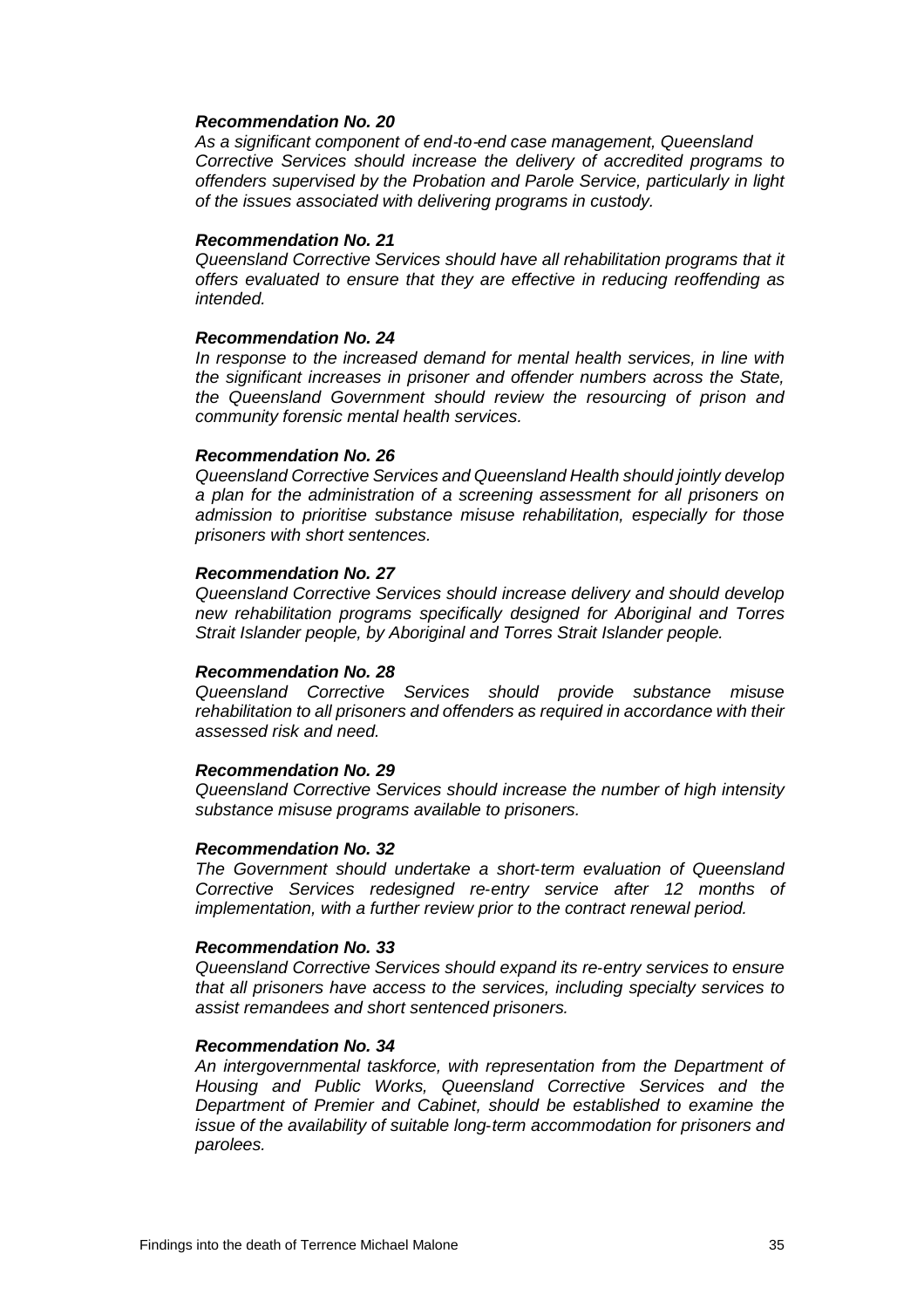***Recommendation No. 20***

*As a significant component of end-to-end case management, Queensland Corrective Services should increase the delivery of accredited programs to offenders supervised by the Probation and Parole Service, particularly in light of the issues associated with delivering programs in custody.*

***Recommendation No. 21***

*Queensland Corrective Services should have all rehabilitation programs that it offers evaluated to ensure that they are effective in reducing reoffending as intended.*

***Recommendation No. 24***

*In response to the increased demand for mental health services, in line with the significant increases in prisoner and offender numbers across the State, the Queensland Government should review the resourcing of prison and community forensic mental health services.*

***Recommendation No. 26***

*Queensland Corrective Services and Queensland Health should jointly develop a plan for the administration of a screening assessment for all prisoners on admission to prioritise substance misuse rehabilitation, especially for those prisoners with short sentences.*

***Recommendation No. 27***

*Queensland Corrective Services should increase delivery and should develop new rehabilitation programs specifically designed for Aboriginal and Torres Strait Islander people, by Aboriginal and Torres Strait Islander people.*

***Recommendation No. 28***

*Queensland Corrective Services should provide substance misuse rehabilitation to all prisoners and offenders as required in accordance with their assessed risk and need.*

***Recommendation No. 29***

*Queensland Corrective Services should increase the number of high intensity substance misuse programs available to prisoners.*

***Recommendation No. 32***

*The Government should undertake a short-term evaluation of Queensland Corrective Services redesigned re-entry service after 12 months of implementation, with a further review prior to the contract renewal period.*

***Recommendation No. 33***

*Queensland Corrective Services should expand its re-entry services to ensure that all prisoners have access to the services, including specialty services to assist remandees and short sentenced prisoners.*

***Recommendation No. 34***

*An intergovernmental taskforce, with representation from the Department of Housing and Public Works, Queensland Corrective Services and the Department of Premier and Cabinet, should be established to examine the issue of the availability of suitable long-term accommodation for prisoners and parolees.*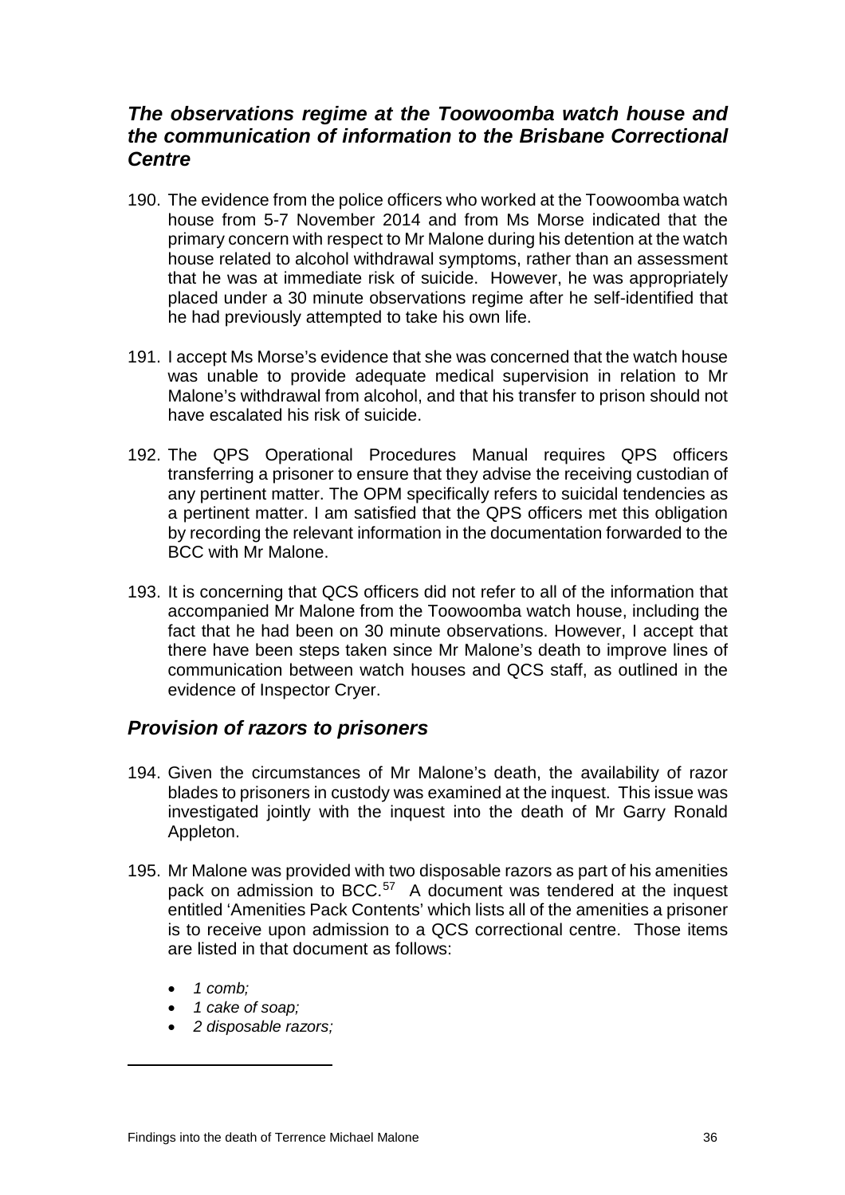## *The observations regime at the Toowoomba watch house and the communication of information to the Brisbane Correctional Centre*

190. The evidence from the police officers who worked at the Toowoomba watch house from 5-7 November 2014 and from Ms Morse indicated that the primary concern with respect to Mr Malone during his detention at the watch house related to alcohol withdrawal symptoms, rather than an assessment that he was at immediate risk of suicide. However, he was appropriately placed under a 30 minute observations regime after he self-identified that he had previously attempted to take his own life.

191. I accept Ms Morse's evidence that she was concerned that the watch house was unable to provide adequate medical supervision in relation to Mr Malone's withdrawal from alcohol, and that his transfer to prison should not have escalated his risk of suicide.

192. The QPS Operational Procedures Manual requires QPS officers transferring a prisoner to ensure that they advise the receiving custodian of any pertinent matter. The OPM specifically refers to suicidal tendencies as a pertinent matter. I am satisfied that the QPS officers met this obligation by recording the relevant information in the documentation forwarded to the BCC with Mr Malone.

193. It is concerning that QCS officers did not refer to all of the information that accompanied Mr Malone from the Toowoomba watch house, including the fact that he had been on 30 minute observations. However, I accept that there have been steps taken since Mr Malone's death to improve lines of communication between watch houses and QCS staff, as outlined in the evidence of Inspector Cryer.

## *Provision of razors to prisoners*

194. Given the circumstances of Mr Malone's death, the availability of razor blades to prisoners in custody was examined at the inquest. This issue was investigated jointly with the inquest into the death of Mr Garry Ronald Appleton.

195. Mr Malone was provided with two disposable razors as part of his amenities pack on admission to BCC.[57] A document was tendered at the inquest entitled 'Amenities Pack Contents' which lists all of the amenities a prisoner is to receive upon admission to a QCS correctional centre. Those items are listed in that document as follows:

    - *1 comb;*
    - *1 cake of soap;*
    - *2 disposable razors;*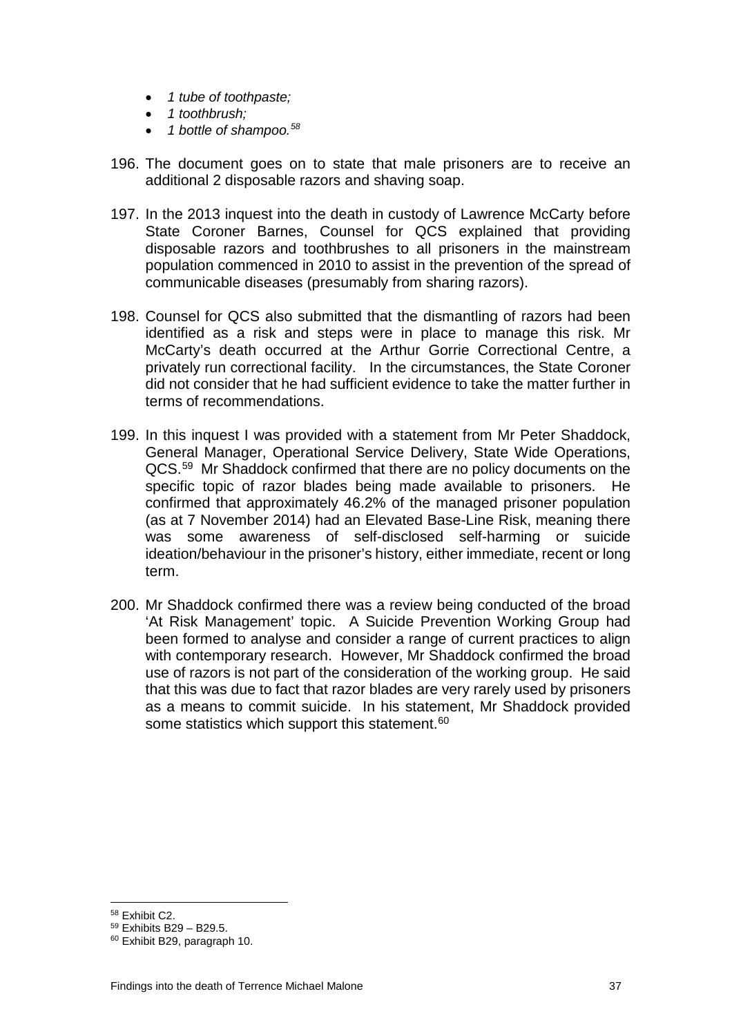- *1 tube of toothpaste;*
- *1 toothbrush;*
- *1 bottle of shampoo.*[58]

196. The document goes on to state that male prisoners are to receive an additional 2 disposable razors and shaving soap.

197. In the 2013 inquest into the death in custody of Lawrence McCarty before State Coroner Barnes, Counsel for QCS explained that providing disposable razors and toothbrushes to all prisoners in the mainstream population commenced in 2010 to assist in the prevention of the spread of communicable diseases (presumably from sharing razors).

198. Counsel for QCS also submitted that the dismantling of razors had been identified as a risk and steps were in place to manage this risk. Mr McCarty's death occurred at the Arthur Gorrie Correctional Centre, a privately run correctional facility. In the circumstances, the State Coroner did not consider that he had sufficient evidence to take the matter further in terms of recommendations.

199. In this inquest I was provided with a statement from Mr Peter Shaddock, General Manager, Operational Service Delivery, State Wide Operations, QCS.[59] Mr Shaddock confirmed that there are no policy documents on the specific topic of razor blades being made available to prisoners. He confirmed that approximately 46.2% of the managed prisoner population (as at 7 November 2014) had an Elevated Base-Line Risk, meaning there was some awareness of self-disclosed self-harming or suicide ideation/behaviour in the prisoner's history, either immediate, recent or long term.

200. Mr Shaddock confirmed there was a review being conducted of the broad 'At Risk Management' topic. A Suicide Prevention Working Group had been formed to analyse and consider a range of current practices to align with contemporary research. However, Mr Shaddock confirmed the broad use of razors is not part of the consideration of the working group. He said that this was due to fact that razor blades are very rarely used by prisoners as a means to commit suicide. In his statement, Mr Shaddock provided some statistics which support this statement.[60]

---

[58] Exhibit C2.
[59] Exhibits B29 – B29.5.
[60] Exhibit B29, paragraph 10.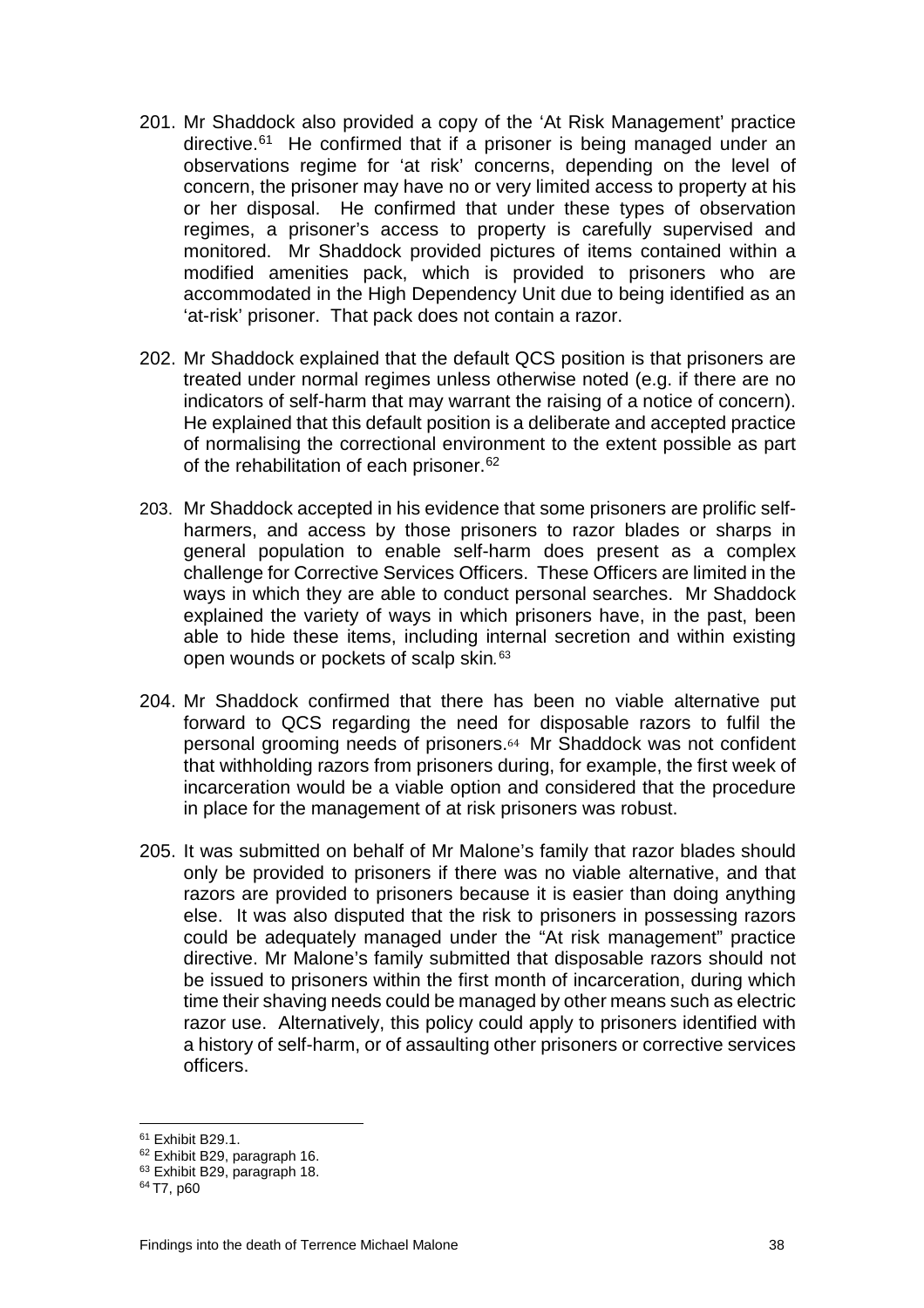201. Mr Shaddock also provided a copy of the 'At Risk Management' practice directive.[61] He confirmed that if a prisoner is being managed under an observations regime for 'at risk' concerns, depending on the level of concern, the prisoner may have no or very limited access to property at his or her disposal. He confirmed that under these types of observation regimes, a prisoner's access to property is carefully supervised and monitored. Mr Shaddock provided pictures of items contained within a modified amenities pack, which is provided to prisoners who are accommodated in the High Dependency Unit due to being identified as an 'at-risk' prisoner. That pack does not contain a razor.

202. Mr Shaddock explained that the default QCS position is that prisoners are treated under normal regimes unless otherwise noted (e.g. if there are no indicators of self-harm that may warrant the raising of a notice of concern). He explained that this default position is a deliberate and accepted practice of normalising the correctional environment to the extent possible as part of the rehabilitation of each prisoner.[62]

203. Mr Shaddock accepted in his evidence that some prisoners are prolific self-harmers, and access by those prisoners to razor blades or sharps in general population to enable self-harm does present as a complex challenge for Corrective Services Officers. These Officers are limited in the ways in which they are able to conduct personal searches. Mr Shaddock explained the variety of ways in which prisoners have, in the past, been able to hide these items, including internal secretion and within existing open wounds or pockets of scalp skin.[63]

204. Mr Shaddock confirmed that there has been no viable alternative put forward to QCS regarding the need for disposable razors to fulfil the personal grooming needs of prisoners.[64] Mr Shaddock was not confident that withholding razors from prisoners during, for example, the first week of incarceration would be a viable option and considered that the procedure in place for the management of at risk prisoners was robust.

205. It was submitted on behalf of Mr Malone's family that razor blades should only be provided to prisoners if there was no viable alternative, and that razors are provided to prisoners because it is easier than doing anything else. It was also disputed that the risk to prisoners in possessing razors could be adequately managed under the "At risk management" practice directive. Mr Malone's family submitted that disposable razors should not be issued to prisoners within the first month of incarceration, during which time their shaving needs could be managed by other means such as electric razor use. Alternatively, this policy could apply to prisoners identified with a history of self-harm, or of assaulting other prisoners or corrective services officers.

---

[61] Exhibit B29.1.

[62] Exhibit B29, paragraph 16.

[63] Exhibit B29, paragraph 18.

[64] T7, p60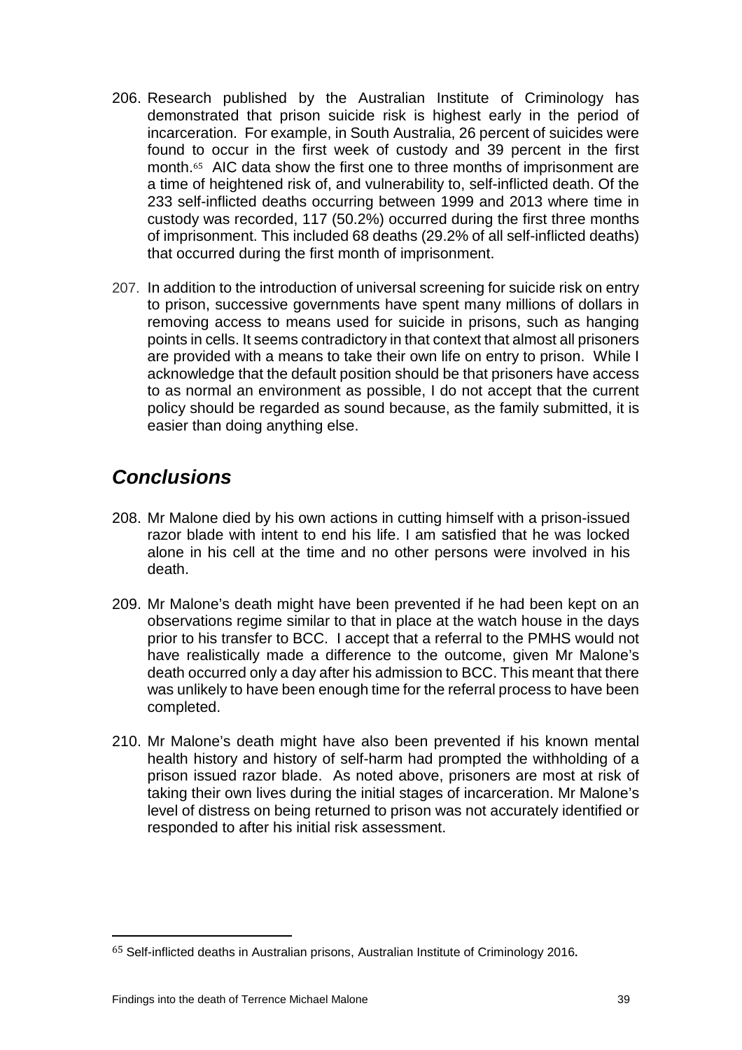206. Research published by the Australian Institute of Criminology has demonstrated that prison suicide risk is highest early in the period of incarceration. For example, in South Australia, 26 percent of suicides were found to occur in the first week of custody and 39 percent in the first month.[65] AIC data show the first one to three months of imprisonment are a time of heightened risk of, and vulnerability to, self-inflicted death. Of the 233 self-inflicted deaths occurring between 1999 and 2013 where time in custody was recorded, 117 (50.2%) occurred during the first three months of imprisonment. This included 68 deaths (29.2% of all self-inflicted deaths) that occurred during the first month of imprisonment.

207. In addition to the introduction of universal screening for suicide risk on entry to prison, successive governments have spent many millions of dollars in removing access to means used for suicide in prisons, such as hanging points in cells. It seems contradictory in that context that almost all prisoners are provided with a means to take their own life on entry to prison. While I acknowledge that the default position should be that prisoners have access to as normal an environment as possible, I do not accept that the current policy should be regarded as sound because, as the family submitted, it is easier than doing anything else.

## *Conclusions*

208. Mr Malone died by his own actions in cutting himself with a prison-issued razor blade with intent to end his life. I am satisfied that he was locked alone in his cell at the time and no other persons were involved in his death.

209. Mr Malone's death might have been prevented if he had been kept on an observations regime similar to that in place at the watch house in the days prior to his transfer to BCC. I accept that a referral to the PMHS would not have realistically made a difference to the outcome, given Mr Malone's death occurred only a day after his admission to BCC. This meant that there was unlikely to have been enough time for the referral process to have been completed.

210. Mr Malone's death might have also been prevented if his known mental health history and history of self-harm had prompted the withholding of a prison issued razor blade. As noted above, prisoners are most at risk of taking their own lives during the initial stages of incarceration. Mr Malone's level of distress on being returned to prison was not accurately identified or responded to after his initial risk assessment.

---

[65] Self-inflicted deaths in Australian prisons, Australian Institute of Criminology 2016.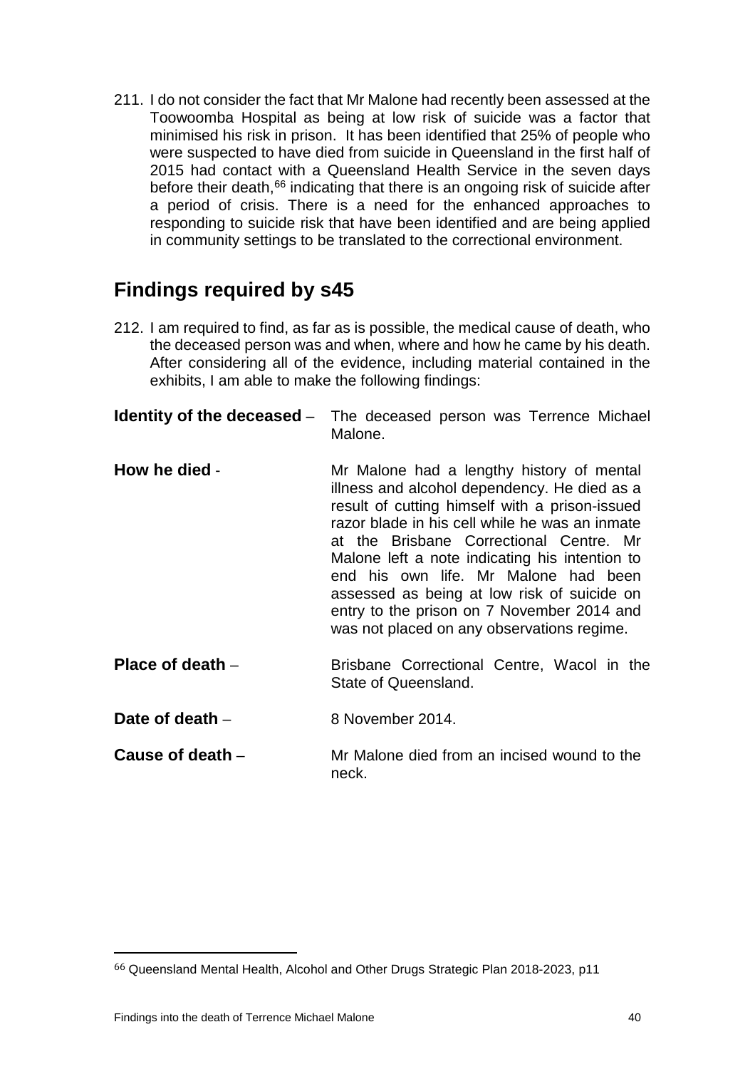211. I do not consider the fact that Mr Malone had recently been assessed at the Toowoomba Hospital as being at low risk of suicide was a factor that minimised his risk in prison. It has been identified that 25% of people who were suspected to have died from suicide in Queensland in the first half of 2015 had contact with a Queensland Health Service in the seven days before their death,[66] indicating that there is an ongoing risk of suicide after a period of crisis. There is a need for the enhanced approaches to responding to suicide risk that have been identified and are being applied in community settings to be translated to the correctional environment.

## Findings required by s45

212. I am required to find, as far as is possible, the medical cause of death, who the deceased person was and when, where and how he came by his death. After considering all of the evidence, including material contained in the exhibits, I am able to make the following findings:

**Identity of the deceased** – The deceased person was Terrence Michael Malone.

**How he died** - Mr Malone had a lengthy history of mental illness and alcohol dependency. He died as a result of cutting himself with a prison-issued razor blade in his cell while he was an inmate at the Brisbane Correctional Centre. Mr Malone left a note indicating his intention to end his own life. Mr Malone had been assessed as being at low risk of suicide on entry to the prison on 7 November 2014 and was not placed on any observations regime.

**Place of death** – Brisbane Correctional Centre, Wacol in the State of Queensland.

**Date of death** – 8 November 2014.

**Cause of death** – Mr Malone died from an incised wound to the neck.

---

[66] Queensland Mental Health, Alcohol and Other Drugs Strategic Plan 2018-2023, p11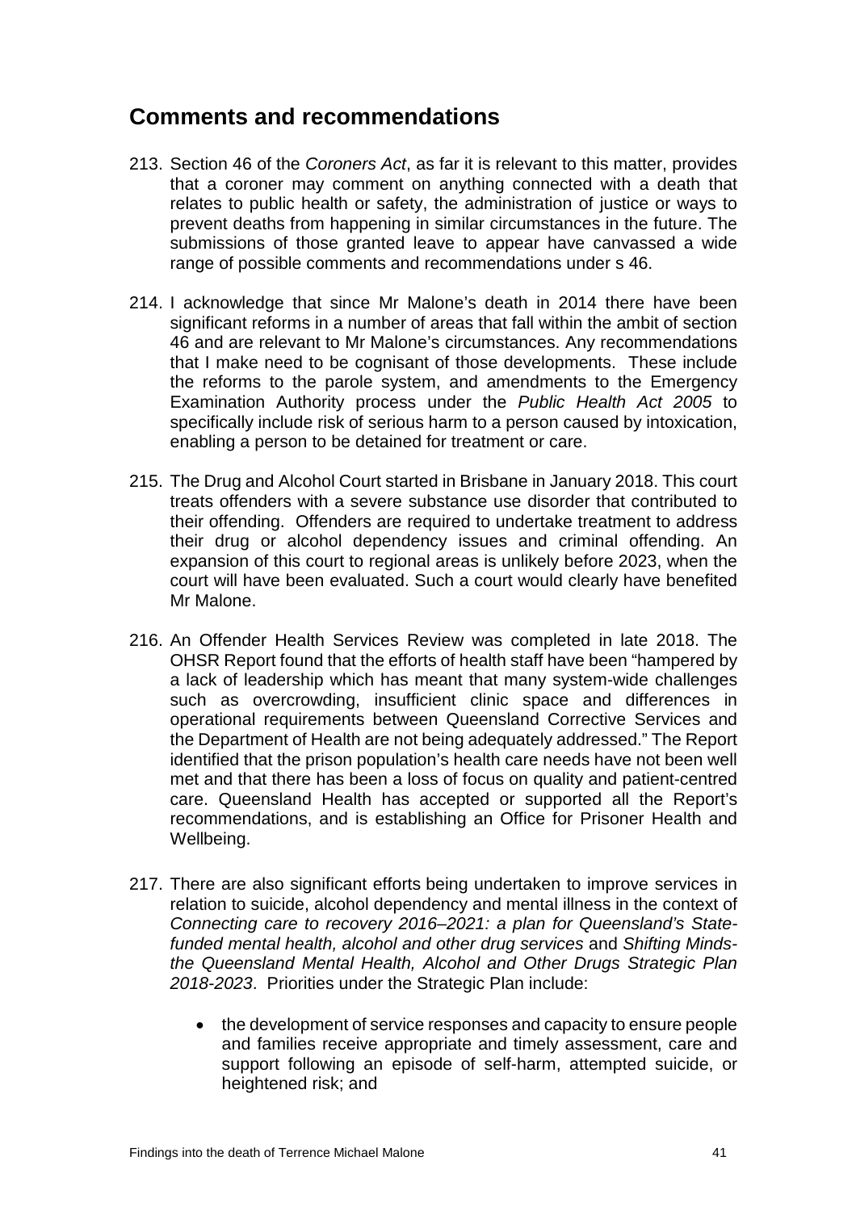## Comments and recommendations

213. Section 46 of the *Coroners Act*, as far it is relevant to this matter, provides that a coroner may comment on anything connected with a death that relates to public health or safety, the administration of justice or ways to prevent deaths from happening in similar circumstances in the future. The submissions of those granted leave to appear have canvassed a wide range of possible comments and recommendations under s 46.

214. I acknowledge that since Mr Malone's death in 2014 there have been significant reforms in a number of areas that fall within the ambit of section 46 and are relevant to Mr Malone's circumstances. Any recommendations that I make need to be cognisant of those developments. These include the reforms to the parole system, and amendments to the Emergency Examination Authority process under the *Public Health Act 2005* to specifically include risk of serious harm to a person caused by intoxication, enabling a person to be detained for treatment or care.

215. The Drug and Alcohol Court started in Brisbane in January 2018. This court treats offenders with a severe substance use disorder that contributed to their offending. Offenders are required to undertake treatment to address their drug or alcohol dependency issues and criminal offending. An expansion of this court to regional areas is unlikely before 2023, when the court will have been evaluated. Such a court would clearly have benefited Mr Malone.

216. An Offender Health Services Review was completed in late 2018. The OHSR Report found that the efforts of health staff have been "hampered by a lack of leadership which has meant that many system-wide challenges such as overcrowding, insufficient clinic space and differences in operational requirements between Queensland Corrective Services and the Department of Health are not being adequately addressed." The Report identified that the prison population's health care needs have not been well met and that there has been a loss of focus on quality and patient-centred care. Queensland Health has accepted or supported all the Report's recommendations, and is establishing an Office for Prisoner Health and Wellbeing.

217. There are also significant efforts being undertaken to improve services in relation to suicide, alcohol dependency and mental illness in the context of *Connecting care to recovery 2016–2021: a plan for Queensland's State-funded mental health, alcohol and other drug services* and *Shifting Minds- the Queensland Mental Health, Alcohol and Other Drugs Strategic Plan 2018-2023*. Priorities under the Strategic Plan include:

    - the development of service responses and capacity to ensure people and families receive appropriate and timely assessment, care and support following an episode of self-harm, attempted suicide, or heightened risk; and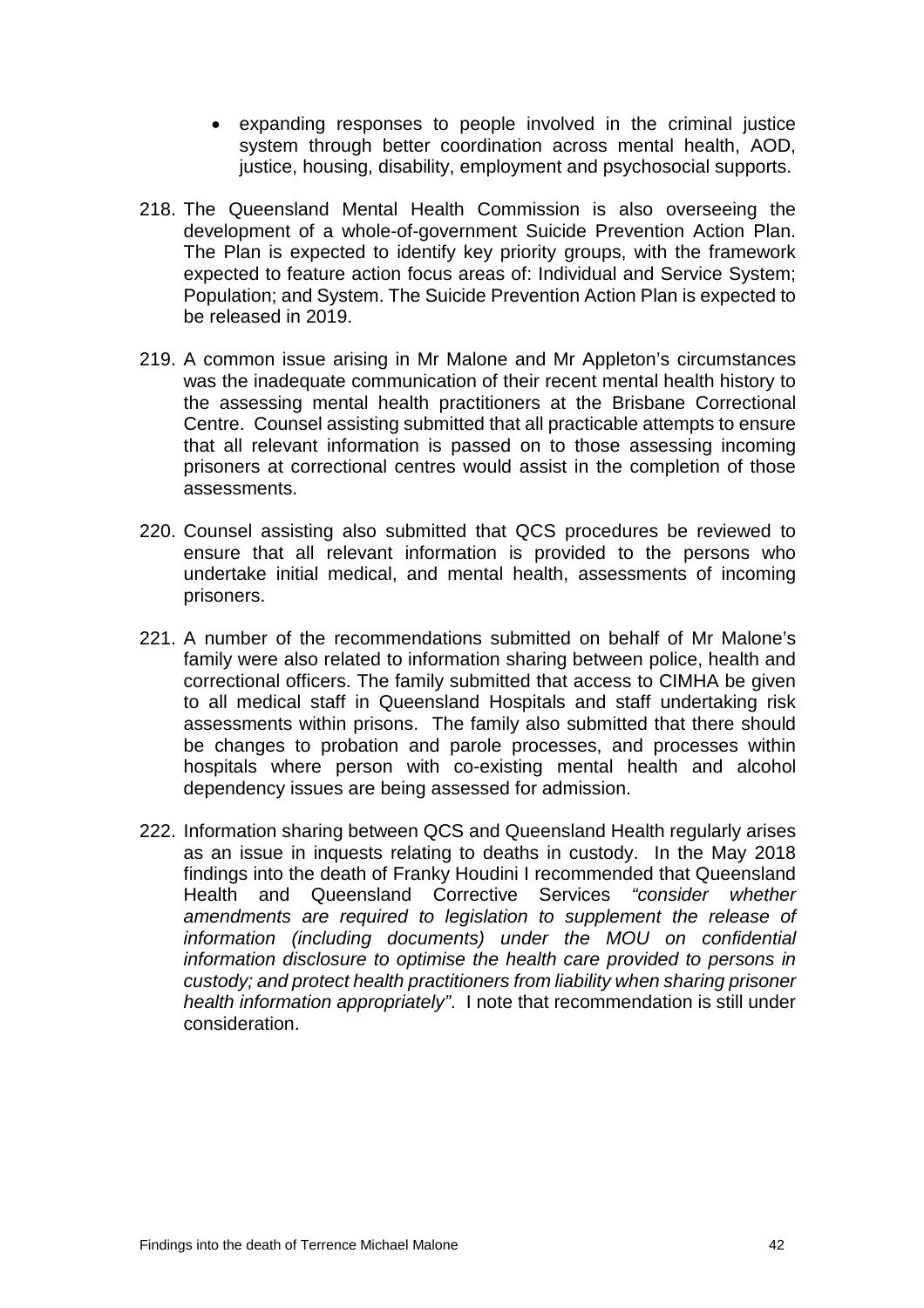- expanding responses to people involved in the criminal justice system through better coordination across mental health, AOD, justice, housing, disability, employment and psychosocial supports.

218. The Queensland Mental Health Commission is also overseeing the development of a whole-of-government Suicide Prevention Action Plan. The Plan is expected to identify key priority groups, with the framework expected to feature action focus areas of: Individual and Service System; Population; and System. The Suicide Prevention Action Plan is expected to be released in 2019.

219. A common issue arising in Mr Malone and Mr Appleton's circumstances was the inadequate communication of their recent mental health history to the assessing mental health practitioners at the Brisbane Correctional Centre. Counsel assisting submitted that all practicable attempts to ensure that all relevant information is passed on to those assessing incoming prisoners at correctional centres would assist in the completion of those assessments.

220. Counsel assisting also submitted that QCS procedures be reviewed to ensure that all relevant information is provided to the persons who undertake initial medical, and mental health, assessments of incoming prisoners.

221. A number of the recommendations submitted on behalf of Mr Malone's family were also related to information sharing between police, health and correctional officers. The family submitted that access to CIMHA be given to all medical staff in Queensland Hospitals and staff undertaking risk assessments within prisons. The family also submitted that there should be changes to probation and parole processes, and processes within hospitals where person with co-existing mental health and alcohol dependency issues are being assessed for admission.

222. Information sharing between QCS and Queensland Health regularly arises as an issue in inquests relating to deaths in custody. In the May 2018 findings into the death of Franky Houdini I recommended that Queensland Health and Queensland Corrective Services *"consider whether amendments are required to legislation to supplement the release of information (including documents) under the MOU on confidential information disclosure to optimise the health care provided to persons in custody; and protect health practitioners from liability when sharing prisoner health information appropriately"*. I note that recommendation is still under consideration.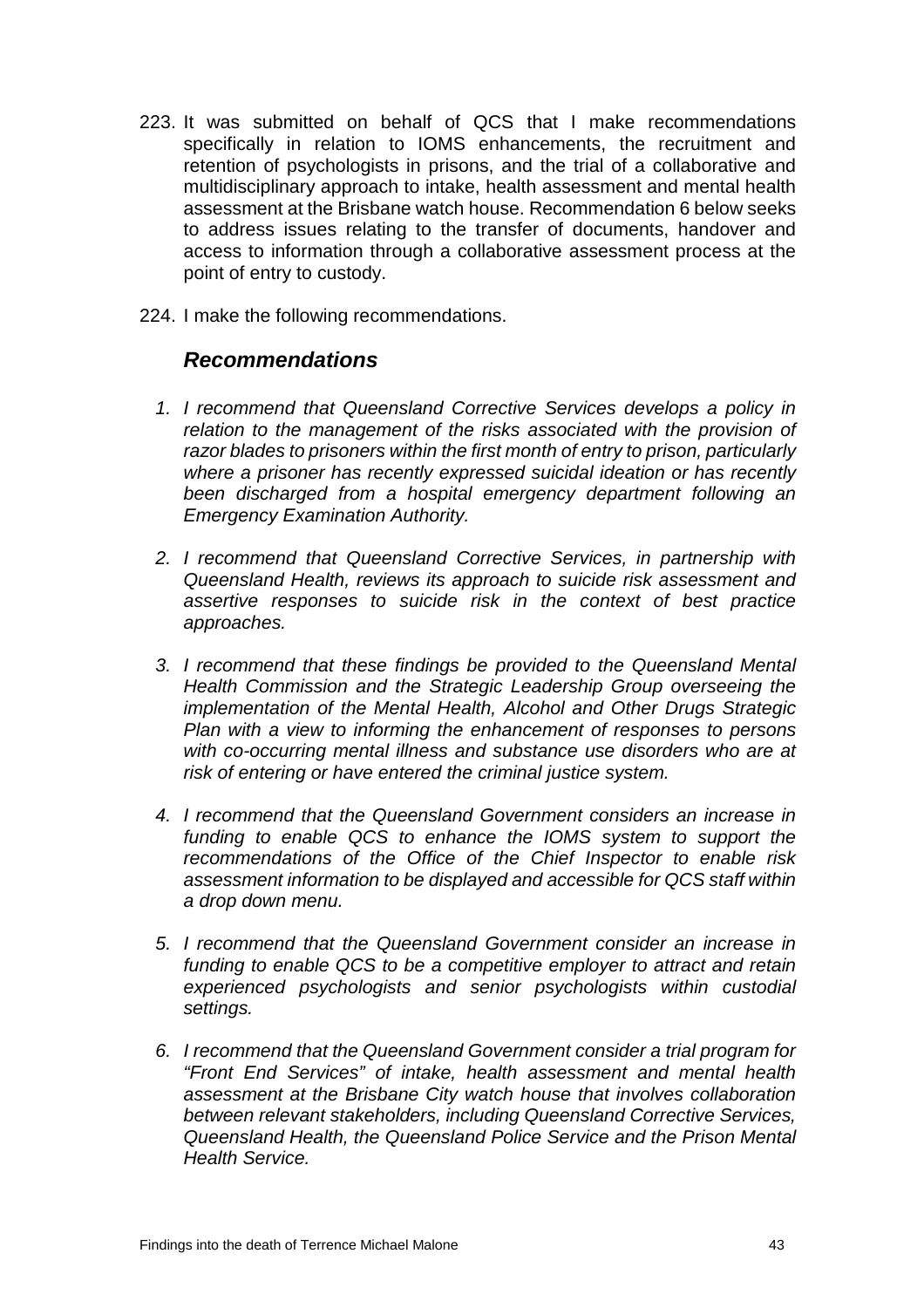223. It was submitted on behalf of QCS that I make recommendations specifically in relation to IOMS enhancements, the recruitment and retention of psychologists in prisons, and the trial of a collaborative and multidisciplinary approach to intake, health assessment and mental health assessment at the Brisbane watch house. Recommendation 6 below seeks to address issues relating to the transfer of documents, handover and access to information through a collaborative assessment process at the point of entry to custody.

224. I make the following recommendations.

## *Recommendations*

1. *I recommend that Queensland Corrective Services develops a policy in relation to the management of the risks associated with the provision of razor blades to prisoners within the first month of entry to prison, particularly where a prisoner has recently expressed suicidal ideation or has recently been discharged from a hospital emergency department following an Emergency Examination Authority.*

2. *I recommend that Queensland Corrective Services, in partnership with Queensland Health, reviews its approach to suicide risk assessment and assertive responses to suicide risk in the context of best practice approaches.*

3. *I recommend that these findings be provided to the Queensland Mental Health Commission and the Strategic Leadership Group overseeing the implementation of the Mental Health, Alcohol and Other Drugs Strategic Plan with a view to informing the enhancement of responses to persons with co-occurring mental illness and substance use disorders who are at risk of entering or have entered the criminal justice system.*

4. *I recommend that the Queensland Government considers an increase in funding to enable QCS to enhance the IOMS system to support the recommendations of the Office of the Chief Inspector to enable risk assessment information to be displayed and accessible for QCS staff within a drop down menu.*

5. *I recommend that the Queensland Government consider an increase in funding to enable QCS to be a competitive employer to attract and retain experienced psychologists and senior psychologists within custodial settings.*

6. *I recommend that the Queensland Government consider a trial program for "Front End Services" of intake, health assessment and mental health assessment at the Brisbane City watch house that involves collaboration between relevant stakeholders, including Queensland Corrective Services, Queensland Health, the Queensland Police Service and the Prison Mental Health Service.*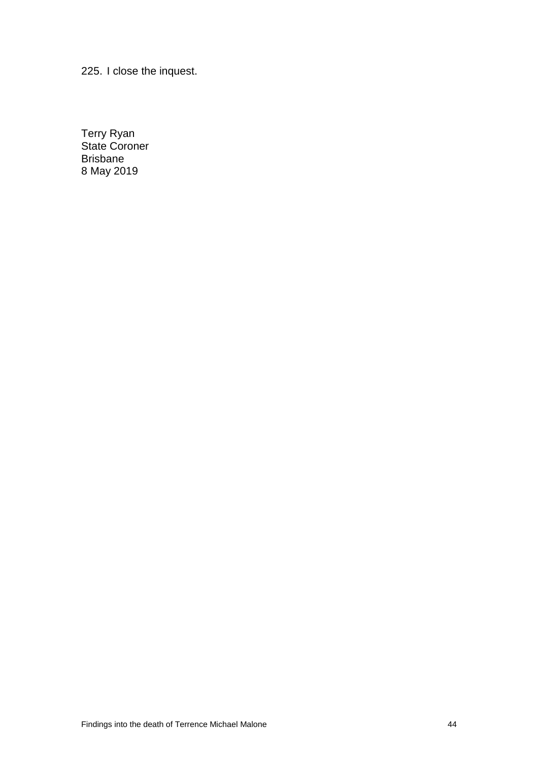225. I close the inquest.

Terry Ryan
State Coroner
Brisbane
8 May 2019